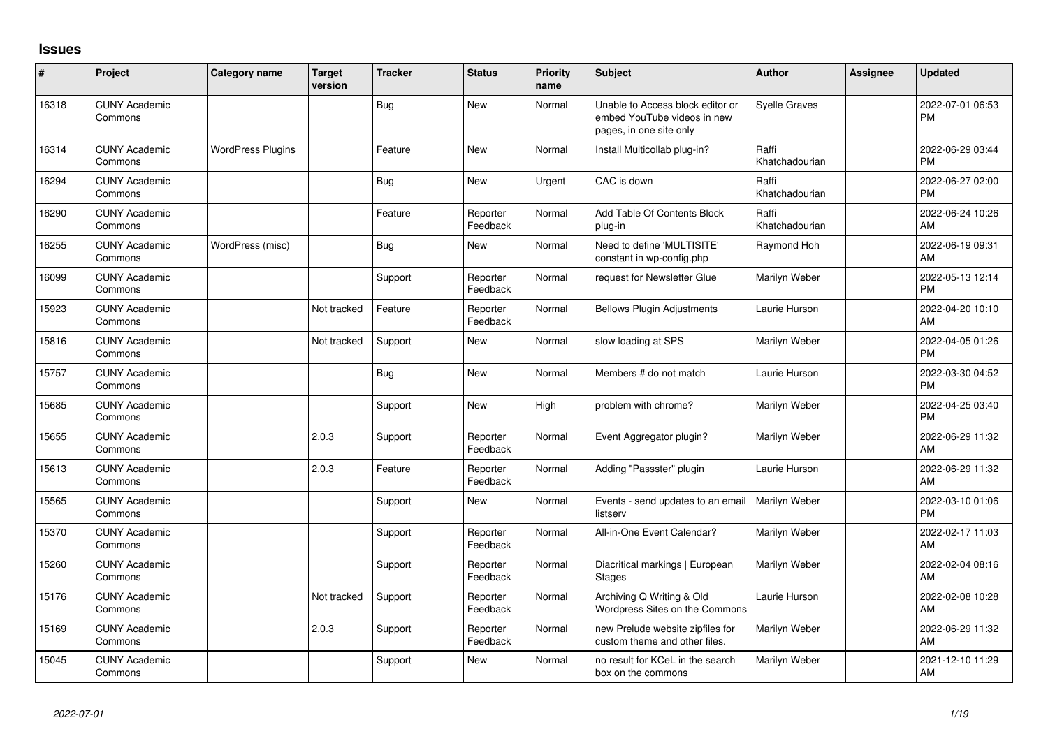## Issues

| # | Project | Category name | Target version | Tracker | Status | Priority name | Subject | Author | Assignee | Updated |
|---|---|---|---|---|---|---|---|---|---|---|
| 16318 | CUNY Academic Commons | | | Bug | New | Normal | Unable to Access block editor or embed YouTube videos in new pages, in one site only | Syelle Graves | | 2022-07-01 06:53 PM |
| 16314 | CUNY Academic Commons | WordPress Plugins | | Feature | New | Normal | Install Multicollab plug-in? | Raffi Khatchadourian | | 2022-06-29 03:44 PM |
| 16294 | CUNY Academic Commons | | | Bug | New | Urgent | CAC is down | Raffi Khatchadourian | | 2022-06-27 02:00 PM |
| 16290 | CUNY Academic Commons | | | Feature | Reporter Feedback | Normal | Add Table Of Contents Block plug-in | Raffi Khatchadourian | | 2022-06-24 10:26 AM |
| 16255 | CUNY Academic Commons | WordPress (misc) | | Bug | New | Normal | Need to define 'MULTISITE' constant in wp-config.php | Raymond Hoh | | 2022-06-19 09:31 AM |
| 16099 | CUNY Academic Commons | | | Support | Reporter Feedback | Normal | request for Newsletter Glue | Marilyn Weber | | 2022-05-13 12:14 PM |
| 15923 | CUNY Academic Commons | | Not tracked | Feature | Reporter Feedback | Normal | Bellows Plugin Adjustments | Laurie Hurson | | 2022-04-20 10:10 AM |
| 15816 | CUNY Academic Commons | | Not tracked | Support | New | Normal | slow loading at SPS | Marilyn Weber | | 2022-04-05 01:26 PM |
| 15757 | CUNY Academic Commons | | | Bug | New | Normal | Members # do not match | Laurie Hurson | | 2022-03-30 04:52 PM |
| 15685 | CUNY Academic Commons | | | Support | New | High | problem with chrome? | Marilyn Weber | | 2022-04-25 03:40 PM |
| 15655 | CUNY Academic Commons | | 2.0.3 | Support | Reporter Feedback | Normal | Event Aggregator plugin? | Marilyn Weber | | 2022-06-29 11:32 AM |
| 15613 | CUNY Academic Commons | | 2.0.3 | Feature | Reporter Feedback | Normal | Adding "Passster" plugin | Laurie Hurson | | 2022-06-29 11:32 AM |
| 15565 | CUNY Academic Commons | | | Support | New | Normal | Events - send updates to an email listserv | Marilyn Weber | | 2022-03-10 01:06 PM |
| 15370 | CUNY Academic Commons | | | Support | Reporter Feedback | Normal | All-in-One Event Calendar? | Marilyn Weber | | 2022-02-17 11:03 AM |
| 15260 | CUNY Academic Commons | | | Support | Reporter Feedback | Normal | Diacritical markings \| European Stages | Marilyn Weber | | 2022-02-04 08:16 AM |
| 15176 | CUNY Academic Commons | | Not tracked | Support | Reporter Feedback | Normal | Archiving Q Writing & Old Wordpress Sites on the Commons | Laurie Hurson | | 2022-02-08 10:28 AM |
| 15169 | CUNY Academic Commons | | 2.0.3 | Support | Reporter Feedback | Normal | new Prelude website zipfiles for custom theme and other files. | Marilyn Weber | | 2022-06-29 11:32 AM |
| 15045 | CUNY Academic Commons | | | Support | New | Normal | no result for KCeL in the search box on the commons | Marilyn Weber | | 2021-12-10 11:29 AM |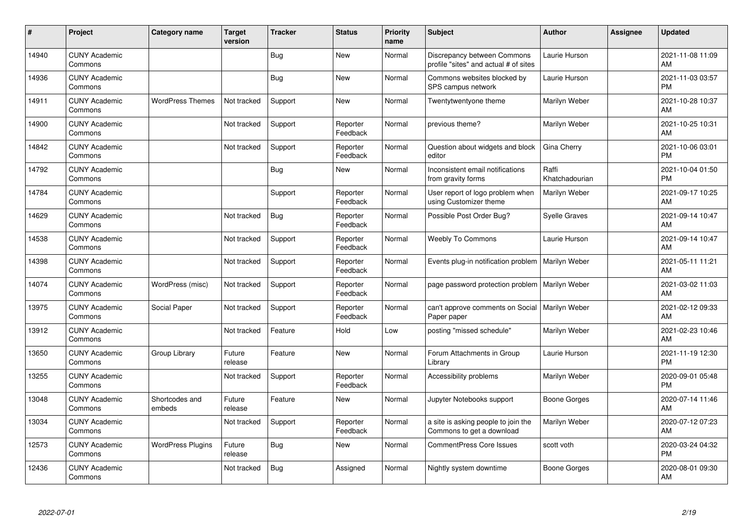| # | Project | Category name | Target version | Tracker | Status | Priority name | Subject | Author | Assignee | Updated |
|---|---|---|---|---|---|---|---|---|---|---|
| 14940 | CUNY Academic Commons | | | Bug | New | Normal | Discrepancy between Commons profile "sites" and actual # of sites | Laurie Hurson | | 2021-11-08 11:09 AM |
| 14936 | CUNY Academic Commons | | | Bug | New | Normal | Commons websites blocked by SPS campus network | Laurie Hurson | | 2021-11-03 03:57 PM |
| 14911 | CUNY Academic Commons | WordPress Themes | Not tracked | Support | New | Normal | Twentytwentyone theme | Marilyn Weber | | 2021-10-28 10:37 AM |
| 14900 | CUNY Academic Commons | | Not tracked | Support | Reporter Feedback | Normal | previous theme? | Marilyn Weber | | 2021-10-25 10:31 AM |
| 14842 | CUNY Academic Commons | | Not tracked | Support | Reporter Feedback | Normal | Question about widgets and block editor | Gina Cherry | | 2021-10-06 03:01 PM |
| 14792 | CUNY Academic Commons | | | Bug | New | Normal | Inconsistent email notifications from gravity forms | Raffi Khatchadourian | | 2021-10-04 01:50 PM |
| 14784 | CUNY Academic Commons | | | Support | Reporter Feedback | Normal | User report of logo problem when using Customizer theme | Marilyn Weber | | 2021-09-17 10:25 AM |
| 14629 | CUNY Academic Commons | | Not tracked | Bug | Reporter Feedback | Normal | Possible Post Order Bug? | Syelle Graves | | 2021-09-14 10:47 AM |
| 14538 | CUNY Academic Commons | | Not tracked | Support | Reporter Feedback | Normal | Weebly To Commons | Laurie Hurson | | 2021-09-14 10:47 AM |
| 14398 | CUNY Academic Commons | | Not tracked | Support | Reporter Feedback | Normal | Events plug-in notification problem | Marilyn Weber | | 2021-05-11 11:21 AM |
| 14074 | CUNY Academic Commons | WordPress (misc) | Not tracked | Support | Reporter Feedback | Normal | page password protection problem | Marilyn Weber | | 2021-03-02 11:03 AM |
| 13975 | CUNY Academic Commons | Social Paper | Not tracked | Support | Reporter Feedback | Normal | can't approve comments on Social Paper paper | Marilyn Weber | | 2021-02-12 09:33 AM |
| 13912 | CUNY Academic Commons | | Not tracked | Feature | Hold | Low | posting "missed schedule" | Marilyn Weber | | 2021-02-23 10:46 AM |
| 13650 | CUNY Academic Commons | Group Library | Future release | Feature | New | Normal | Forum Attachments in Group Library | Laurie Hurson | | 2021-11-19 12:30 PM |
| 13255 | CUNY Academic Commons | | Not tracked | Support | Reporter Feedback | Normal | Accessibility problems | Marilyn Weber | | 2020-09-01 05:48 PM |
| 13048 | CUNY Academic Commons | Shortcodes and embeds | Future release | Feature | New | Normal | Jupyter Notebooks support | Boone Gorges | | 2020-07-14 11:46 AM |
| 13034 | CUNY Academic Commons | | Not tracked | Support | Reporter Feedback | Normal | a site is asking people to join the Commons to get a download | Marilyn Weber | | 2020-07-12 07:23 AM |
| 12573 | CUNY Academic Commons | WordPress Plugins | Future release | Bug | New | Normal | CommentPress Core Issues | scott voth | | 2020-03-24 04:32 PM |
| 12436 | CUNY Academic Commons | | Not tracked | Bug | Assigned | Normal | Nightly system downtime | Boone Gorges | | 2020-08-01 09:30 AM |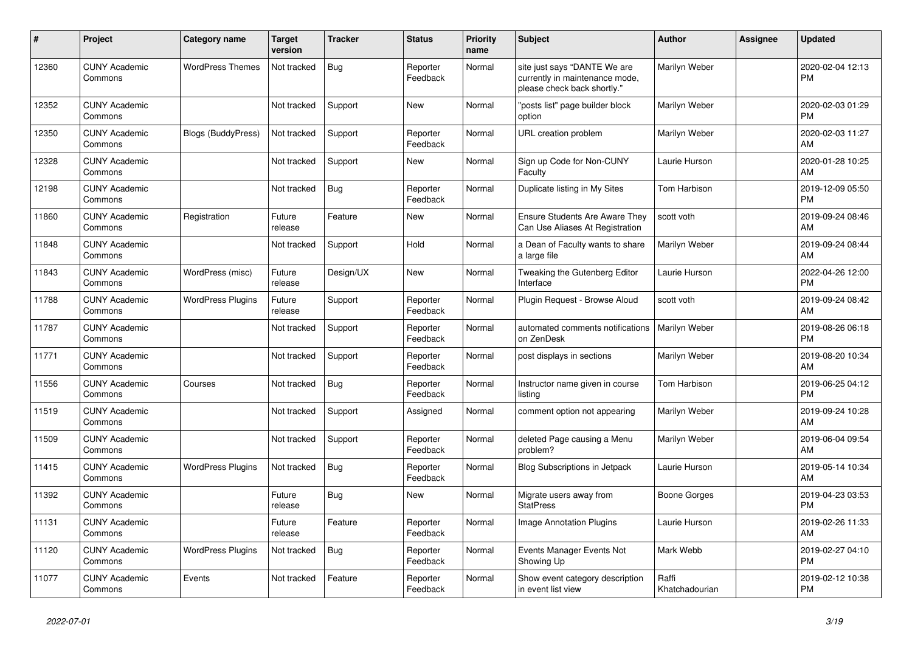| # | Project | Category name | Target version | Tracker | Status | Priority name | Subject | Author | Assignee | Updated |
|---|---|---|---|---|---|---|---|---|---|---|
| 12360 | CUNY Academic Commons | WordPress Themes | Not tracked | Bug | Reporter Feedback | Normal | site just says "DANTE We are currently in maintenance mode, please check back shortly." | Marilyn Weber | | 2020-02-04 12:13 PM |
| 12352 | CUNY Academic Commons | | Not tracked | Support | New | Normal | "posts list" page builder block option | Marilyn Weber | | 2020-02-03 01:29 PM |
| 12350 | CUNY Academic Commons | Blogs (BuddyPress) | Not tracked | Support | Reporter Feedback | Normal | URL creation problem | Marilyn Weber | | 2020-02-03 11:27 AM |
| 12328 | CUNY Academic Commons | | Not tracked | Support | New | Normal | Sign up Code for Non-CUNY Faculty | Laurie Hurson | | 2020-01-28 10:25 AM |
| 12198 | CUNY Academic Commons | | Not tracked | Bug | Reporter Feedback | Normal | Duplicate listing in My Sites | Tom Harbison | | 2019-12-09 05:50 PM |
| 11860 | CUNY Academic Commons | Registration | Future release | Feature | New | Normal | Ensure Students Are Aware They Can Use Aliases At Registration | scott voth | | 2019-09-24 08:46 AM |
| 11848 | CUNY Academic Commons | | Not tracked | Support | Hold | Normal | a Dean of Faculty wants to share a large file | Marilyn Weber | | 2019-09-24 08:44 AM |
| 11843 | CUNY Academic Commons | WordPress (misc) | Future release | Design/UX | New | Normal | Tweaking the Gutenberg Editor Interface | Laurie Hurson | | 2022-04-26 12:00 PM |
| 11788 | CUNY Academic Commons | WordPress Plugins | Future release | Support | Reporter Feedback | Normal | Plugin Request - Browse Aloud | scott voth | | 2019-09-24 08:42 AM |
| 11787 | CUNY Academic Commons | | Not tracked | Support | Reporter Feedback | Normal | automated comments notifications on ZenDesk | Marilyn Weber | | 2019-08-26 06:18 PM |
| 11771 | CUNY Academic Commons | | Not tracked | Support | Reporter Feedback | Normal | post displays in sections | Marilyn Weber | | 2019-08-20 10:34 AM |
| 11556 | CUNY Academic Commons | Courses | Not tracked | Bug | Reporter Feedback | Normal | Instructor name given in course listing | Tom Harbison | | 2019-06-25 04:12 PM |
| 11519 | CUNY Academic Commons | | Not tracked | Support | Assigned | Normal | comment option not appearing | Marilyn Weber | | 2019-09-24 10:28 AM |
| 11509 | CUNY Academic Commons | | Not tracked | Support | Reporter Feedback | Normal | deleted Page causing a Menu problem? | Marilyn Weber | | 2019-06-04 09:54 AM |
| 11415 | CUNY Academic Commons | WordPress Plugins | Not tracked | Bug | Reporter Feedback | Normal | Blog Subscriptions in Jetpack | Laurie Hurson | | 2019-05-14 10:34 AM |
| 11392 | CUNY Academic Commons | | Future release | Bug | New | Normal | Migrate users away from StatPress | Boone Gorges | | 2019-04-23 03:53 PM |
| 11131 | CUNY Academic Commons | | Future release | Feature | Reporter Feedback | Normal | Image Annotation Plugins | Laurie Hurson | | 2019-02-26 11:33 AM |
| 11120 | CUNY Academic Commons | WordPress Plugins | Not tracked | Bug | Reporter Feedback | Normal | Events Manager Events Not Showing Up | Mark Webb | | 2019-02-27 04:10 PM |
| 11077 | CUNY Academic Commons | Events | Not tracked | Feature | Reporter Feedback | Normal | Show event category description in event list view | Raffi Khatchadourian | | 2019-02-12 10:38 PM |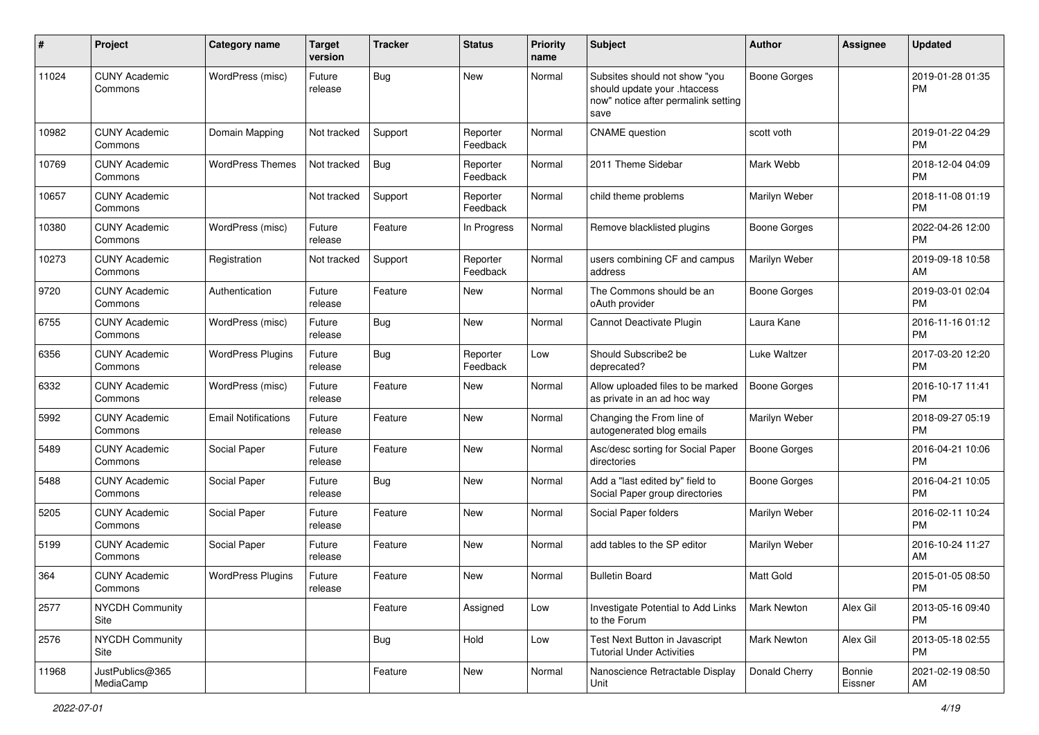| # | Project | Category name | Target version | Tracker | Status | Priority name | Subject | Author | Assignee | Updated |
|---|---|---|---|---|---|---|---|---|---|---|
| 11024 | CUNY Academic Commons | WordPress (misc) | Future release | Bug | New | Normal | Subsites should not show "you should update your .htaccess now" notice after permalink setting save | Boone Gorges | | 2019-01-28 01:35 PM |
| 10982 | CUNY Academic Commons | Domain Mapping | Not tracked | Support | Reporter Feedback | Normal | CNAME question | scott voth | | 2019-01-22 04:29 PM |
| 10769 | CUNY Academic Commons | WordPress Themes | Not tracked | Bug | Reporter Feedback | Normal | 2011 Theme Sidebar | Mark Webb | | 2018-12-04 04:09 PM |
| 10657 | CUNY Academic Commons | | Not tracked | Support | Reporter Feedback | Normal | child theme problems | Marilyn Weber | | 2018-11-08 01:19 PM |
| 10380 | CUNY Academic Commons | WordPress (misc) | Future release | Feature | In Progress | Normal | Remove blacklisted plugins | Boone Gorges | | 2022-04-26 12:00 PM |
| 10273 | CUNY Academic Commons | Registration | Not tracked | Support | Reporter Feedback | Normal | users combining CF and campus address | Marilyn Weber | | 2019-09-18 10:58 AM |
| 9720 | CUNY Academic Commons | Authentication | Future release | Feature | New | Normal | The Commons should be an oAuth provider | Boone Gorges | | 2019-03-01 02:04 PM |
| 6755 | CUNY Academic Commons | WordPress (misc) | Future release | Bug | New | Normal | Cannot Deactivate Plugin | Laura Kane | | 2016-11-16 01:12 PM |
| 6356 | CUNY Academic Commons | WordPress Plugins | Future release | Bug | Reporter Feedback | Low | Should Subscribe2 be deprecated? | Luke Waltzer | | 2017-03-20 12:20 PM |
| 6332 | CUNY Academic Commons | WordPress (misc) | Future release | Feature | New | Normal | Allow uploaded files to be marked as private in an ad hoc way | Boone Gorges | | 2016-10-17 11:41 PM |
| 5992 | CUNY Academic Commons | Email Notifications | Future release | Feature | New | Normal | Changing the From line of autogenerated blog emails | Marilyn Weber | | 2018-09-27 05:19 PM |
| 5489 | CUNY Academic Commons | Social Paper | Future release | Feature | New | Normal | Asc/desc sorting for Social Paper directories | Boone Gorges | | 2016-04-21 10:06 PM |
| 5488 | CUNY Academic Commons | Social Paper | Future release | Bug | New | Normal | Add a "last edited by" field to Social Paper group directories | Boone Gorges | | 2016-04-21 10:05 PM |
| 5205 | CUNY Academic Commons | Social Paper | Future release | Feature | New | Normal | Social Paper folders | Marilyn Weber | | 2016-02-11 10:24 PM |
| 5199 | CUNY Academic Commons | Social Paper | Future release | Feature | New | Normal | add tables to the SP editor | Marilyn Weber | | 2016-10-24 11:27 AM |
| 364 | CUNY Academic Commons | WordPress Plugins | Future release | Feature | New | Normal | Bulletin Board | Matt Gold | | 2015-01-05 08:50 PM |
| 2577 | NYCDH Community Site | | | Feature | Assigned | Low | Investigate Potential to Add Links to the Forum | Mark Newton | Alex Gil | 2013-05-16 09:40 PM |
| 2576 | NYCDH Community Site | | | Bug | Hold | Low | Test Next Button in Javascript Tutorial Under Activities | Mark Newton | Alex Gil | 2013-05-18 02:55 PM |
| 11968 | JustPublics@365 MediaCamp | | | Feature | New | Normal | Nanoscience Retractable Display Unit | Donald Cherry | Bonnie Eissner | 2021-02-19 08:50 AM |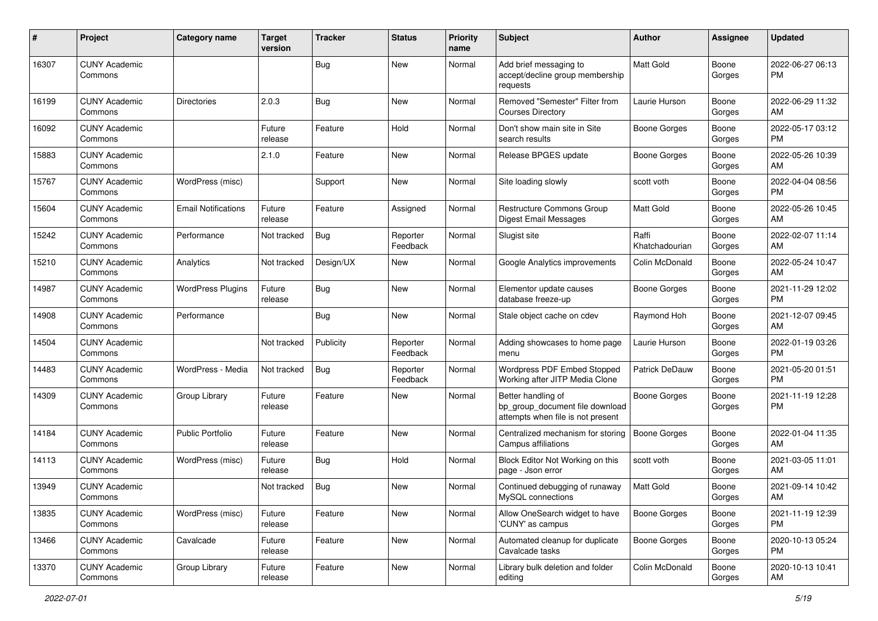| # | Project | Category name | Target version | Tracker | Status | Priority name | Subject | Author | Assignee | Updated |
|---|---|---|---|---|---|---|---|---|---|---|
| 16307 | CUNY Academic Commons | | | Bug | New | Normal | Add brief messaging to accept/decline group membership requests | Matt Gold | Boone Gorges | 2022-06-27 06:13 PM |
| 16199 | CUNY Academic Commons | Directories | 2.0.3 | Bug | New | Normal | Removed "Semester" Filter from Courses Directory | Laurie Hurson | Boone Gorges | 2022-06-29 11:32 AM |
| 16092 | CUNY Academic Commons | | Future release | Feature | Hold | Normal | Don't show main site in Site search results | Boone Gorges | Boone Gorges | 2022-05-17 03:12 PM |
| 15883 | CUNY Academic Commons | | 2.1.0 | Feature | New | Normal | Release BPGES update | Boone Gorges | Boone Gorges | 2022-05-26 10:39 AM |
| 15767 | CUNY Academic Commons | WordPress (misc) | | Support | New | Normal | Site loading slowly | scott voth | Boone Gorges | 2022-04-04 08:56 PM |
| 15604 | CUNY Academic Commons | Email Notifications | Future release | Feature | Assigned | Normal | Restructure Commons Group Digest Email Messages | Matt Gold | Boone Gorges | 2022-05-26 10:45 AM |
| 15242 | CUNY Academic Commons | Performance | Not tracked | Bug | Reporter Feedback | Normal | Slugist site | Raffi Khatchadourian | Boone Gorges | 2022-02-07 11:14 AM |
| 15210 | CUNY Academic Commons | Analytics | Not tracked | Design/UX | New | Normal | Google Analytics improvements | Colin McDonald | Boone Gorges | 2022-05-24 10:47 AM |
| 14987 | CUNY Academic Commons | WordPress Plugins | Future release | Bug | New | Normal | Elementor update causes database freeze-up | Boone Gorges | Boone Gorges | 2021-11-29 12:02 PM |
| 14908 | CUNY Academic Commons | Performance | | Bug | New | Normal | Stale object cache on cdev | Raymond Hoh | Boone Gorges | 2021-12-07 09:45 AM |
| 14504 | CUNY Academic Commons | | Not tracked | Publicity | Reporter Feedback | Normal | Adding showcases to home page menu | Laurie Hurson | Boone Gorges | 2022-01-19 03:26 PM |
| 14483 | CUNY Academic Commons | WordPress - Media | Not tracked | Bug | Reporter Feedback | Normal | Wordpress PDF Embed Stopped Working after JITP Media Clone | Patrick DeDauw | Boone Gorges | 2021-05-20 01:51 PM |
| 14309 | CUNY Academic Commons | Group Library | Future release | Feature | New | Normal | Better handling of bp_group_document file download attempts when file is not present | Boone Gorges | Boone Gorges | 2021-11-19 12:28 PM |
| 14184 | CUNY Academic Commons | Public Portfolio | Future release | Feature | New | Normal | Centralized mechanism for storing Campus affiliations | Boone Gorges | Boone Gorges | 2022-01-04 11:35 AM |
| 14113 | CUNY Academic Commons | WordPress (misc) | Future release | Bug | Hold | Normal | Block Editor Not Working on this page - Json error | scott voth | Boone Gorges | 2021-03-05 11:01 AM |
| 13949 | CUNY Academic Commons | | Not tracked | Bug | New | Normal | Continued debugging of runaway MySQL connections | Matt Gold | Boone Gorges | 2021-09-14 10:42 AM |
| 13835 | CUNY Academic Commons | WordPress (misc) | Future release | Feature | New | Normal | Allow OneSearch widget to have 'CUNY' as campus | Boone Gorges | Boone Gorges | 2021-11-19 12:39 PM |
| 13466 | CUNY Academic Commons | Cavalcade | Future release | Feature | New | Normal | Automated cleanup for duplicate Cavalcade tasks | Boone Gorges | Boone Gorges | 2020-10-13 05:24 PM |
| 13370 | CUNY Academic Commons | Group Library | Future release | Feature | New | Normal | Library bulk deletion and folder editing | Colin McDonald | Boone Gorges | 2020-10-13 10:41 AM |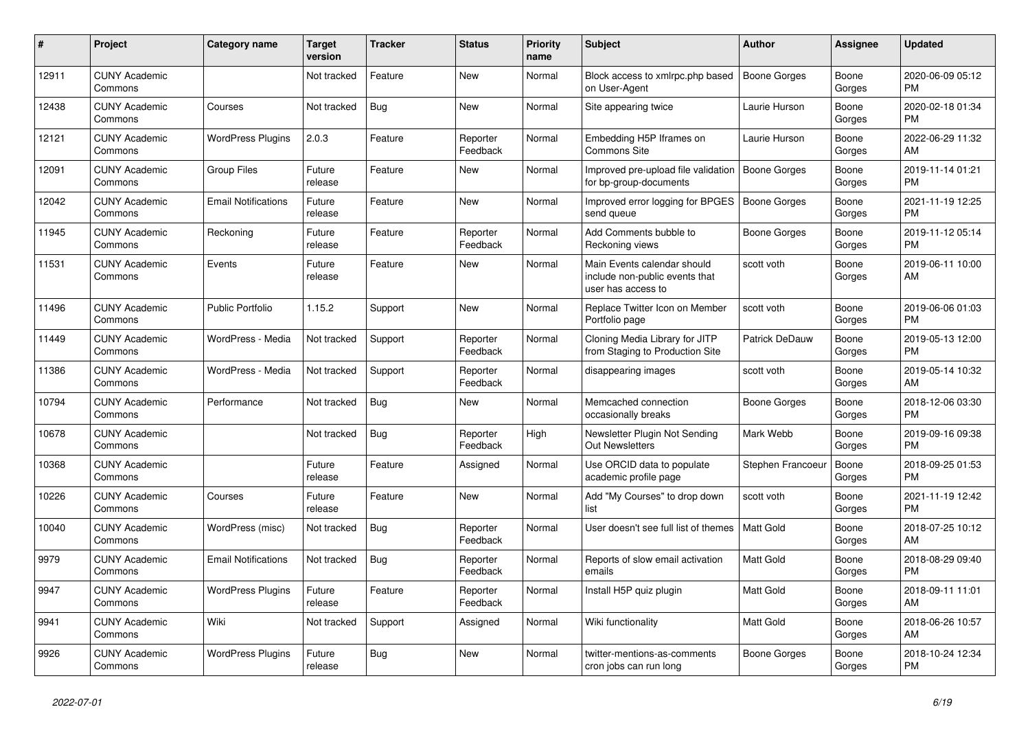| # | Project | Category name | Target version | Tracker | Status | Priority name | Subject | Author | Assignee | Updated |
|---|---|---|---|---|---|---|---|---|---|---|
| 12911 | CUNY Academic Commons | | Not tracked | Feature | New | Normal | Block access to xmlrpc.php based on User-Agent | Boone Gorges | Boone Gorges | 2020-06-09 05:12 PM |
| 12438 | CUNY Academic Commons | Courses | Not tracked | Bug | New | Normal | Site appearing twice | Laurie Hurson | Boone Gorges | 2020-02-18 01:34 PM |
| 12121 | CUNY Academic Commons | WordPress Plugins | 2.0.3 | Feature | Reporter Feedback | Normal | Embedding H5P Iframes on Commons Site | Laurie Hurson | Boone Gorges | 2022-06-29 11:32 AM |
| 12091 | CUNY Academic Commons | Group Files | Future release | Feature | New | Normal | Improved pre-upload file validation for bp-group-documents | Boone Gorges | Boone Gorges | 2019-11-14 01:21 PM |
| 12042 | CUNY Academic Commons | Email Notifications | Future release | Feature | New | Normal | Improved error logging for BPGES send queue | Boone Gorges | Boone Gorges | 2021-11-19 12:25 PM |
| 11945 | CUNY Academic Commons | Reckoning | Future release | Feature | Reporter Feedback | Normal | Add Comments bubble to Reckoning views | Boone Gorges | Boone Gorges | 2019-11-12 05:14 PM |
| 11531 | CUNY Academic Commons | Events | Future release | Feature | New | Normal | Main Events calendar should include non-public events that user has access to | scott voth | Boone Gorges | 2019-06-11 10:00 AM |
| 11496 | CUNY Academic Commons | Public Portfolio | 1.15.2 | Support | New | Normal | Replace Twitter Icon on Member Portfolio page | scott voth | Boone Gorges | 2019-06-06 01:03 PM |
| 11449 | CUNY Academic Commons | WordPress - Media | Not tracked | Support | Reporter Feedback | Normal | Cloning Media Library for JITP from Staging to Production Site | Patrick DeDauw | Boone Gorges | 2019-05-13 12:00 PM |
| 11386 | CUNY Academic Commons | WordPress - Media | Not tracked | Support | Reporter Feedback | Normal | disappearing images | scott voth | Boone Gorges | 2019-05-14 10:32 AM |
| 10794 | CUNY Academic Commons | Performance | Not tracked | Bug | New | Normal | Memcached connection occasionally breaks | Boone Gorges | Boone Gorges | 2018-12-06 03:30 PM |
| 10678 | CUNY Academic Commons | | Not tracked | Bug | Reporter Feedback | High | Newsletter Plugin Not Sending Out Newsletters | Mark Webb | Boone Gorges | 2019-09-16 09:38 PM |
| 10368 | CUNY Academic Commons | | Future release | Feature | Assigned | Normal | Use ORCID data to populate academic profile page | Stephen Francoeur | Boone Gorges | 2018-09-25 01:53 PM |
| 10226 | CUNY Academic Commons | Courses | Future release | Feature | New | Normal | Add "My Courses" to drop down list | scott voth | Boone Gorges | 2021-11-19 12:42 PM |
| 10040 | CUNY Academic Commons | WordPress (misc) | Not tracked | Bug | Reporter Feedback | Normal | User doesn't see full list of themes | Matt Gold | Boone Gorges | 2018-07-25 10:12 AM |
| 9979 | CUNY Academic Commons | Email Notifications | Not tracked | Bug | Reporter Feedback | Normal | Reports of slow email activation emails | Matt Gold | Boone Gorges | 2018-08-29 09:40 PM |
| 9947 | CUNY Academic Commons | WordPress Plugins | Future release | Feature | Reporter Feedback | Normal | Install H5P quiz plugin | Matt Gold | Boone Gorges | 2018-09-11 11:01 AM |
| 9941 | CUNY Academic Commons | Wiki | Not tracked | Support | Assigned | Normal | Wiki functionality | Matt Gold | Boone Gorges | 2018-06-26 10:57 AM |
| 9926 | CUNY Academic Commons | WordPress Plugins | Future release | Bug | New | Normal | twitter-mentions-as-comments cron jobs can run long | Boone Gorges | Boone Gorges | 2018-10-24 12:34 PM |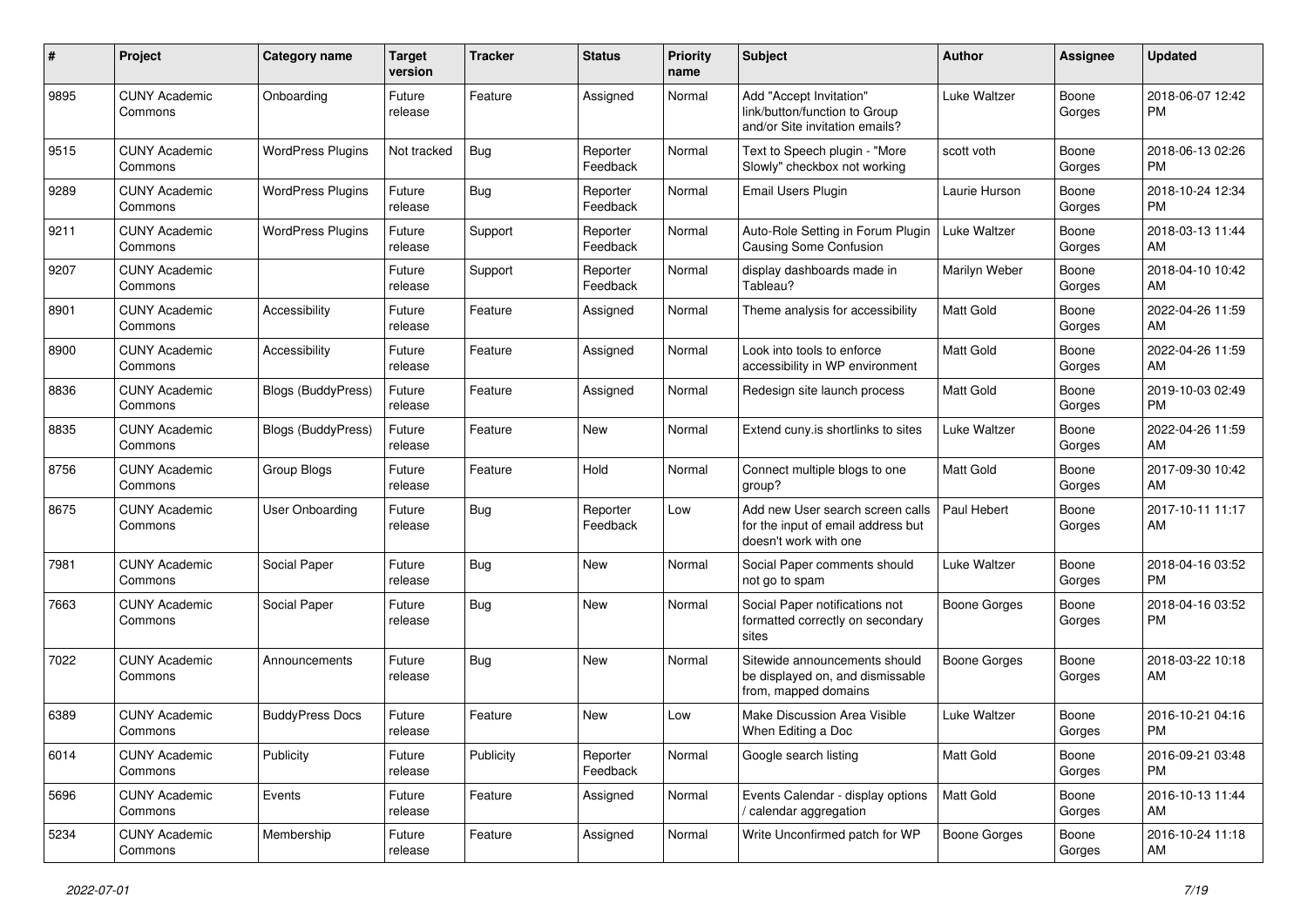| # | Project | Category name | Target version | Tracker | Status | Priority name | Subject | Author | Assignee | Updated |
|---|---|---|---|---|---|---|---|---|---|---|
| 9895 | CUNY Academic Commons | Onboarding | Future release | Feature | Assigned | Normal | Add "Accept Invitation" link/button/function to Group and/or Site invitation emails? | Luke Waltzer | Boone Gorges | 2018-06-07 12:42 PM |
| 9515 | CUNY Academic Commons | WordPress Plugins | Not tracked | Bug | Reporter Feedback | Normal | Text to Speech plugin - "More Slowly" checkbox not working | scott voth | Boone Gorges | 2018-06-13 02:26 PM |
| 9289 | CUNY Academic Commons | WordPress Plugins | Future release | Bug | Reporter Feedback | Normal | Email Users Plugin | Laurie Hurson | Boone Gorges | 2018-10-24 12:34 PM |
| 9211 | CUNY Academic Commons | WordPress Plugins | Future release | Support | Reporter Feedback | Normal | Auto-Role Setting in Forum Plugin Causing Some Confusion | Luke Waltzer | Boone Gorges | 2018-03-13 11:44 AM |
| 9207 | CUNY Academic Commons | | Future release | Support | Reporter Feedback | Normal | display dashboards made in Tableau? | Marilyn Weber | Boone Gorges | 2018-04-10 10:42 AM |
| 8901 | CUNY Academic Commons | Accessibility | Future release | Feature | Assigned | Normal | Theme analysis for accessibility | Matt Gold | Boone Gorges | 2022-04-26 11:59 AM |
| 8900 | CUNY Academic Commons | Accessibility | Future release | Feature | Assigned | Normal | Look into tools to enforce accessibility in WP environment | Matt Gold | Boone Gorges | 2022-04-26 11:59 AM |
| 8836 | CUNY Academic Commons | Blogs (BuddyPress) | Future release | Feature | Assigned | Normal | Redesign site launch process | Matt Gold | Boone Gorges | 2019-10-03 02:49 PM |
| 8835 | CUNY Academic Commons | Blogs (BuddyPress) | Future release | Feature | New | Normal | Extend cuny.is shortlinks to sites | Luke Waltzer | Boone Gorges | 2022-04-26 11:59 AM |
| 8756 | CUNY Academic Commons | Group Blogs | Future release | Feature | Hold | Normal | Connect multiple blogs to one group? | Matt Gold | Boone Gorges | 2017-09-30 10:42 AM |
| 8675 | CUNY Academic Commons | User Onboarding | Future release | Bug | Reporter Feedback | Low | Add new User search screen calls for the input of email address but doesn't work with one | Paul Hebert | Boone Gorges | 2017-10-11 11:17 AM |
| 7981 | CUNY Academic Commons | Social Paper | Future release | Bug | New | Normal | Social Paper comments should not go to spam | Luke Waltzer | Boone Gorges | 2018-04-16 03:52 PM |
| 7663 | CUNY Academic Commons | Social Paper | Future release | Bug | New | Normal | Social Paper notifications not formatted correctly on secondary sites | Boone Gorges | Boone Gorges | 2018-04-16 03:52 PM |
| 7022 | CUNY Academic Commons | Announcements | Future release | Bug | New | Normal | Sitewide announcements should be displayed on, and dismissable from, mapped domains | Boone Gorges | Boone Gorges | 2018-03-22 10:18 AM |
| 6389 | CUNY Academic Commons | BuddyPress Docs | Future release | Feature | New | Low | Make Discussion Area Visible When Editing a Doc | Luke Waltzer | Boone Gorges | 2016-10-21 04:16 PM |
| 6014 | CUNY Academic Commons | Publicity | Future release | Publicity | Reporter Feedback | Normal | Google search listing | Matt Gold | Boone Gorges | 2016-09-21 03:48 PM |
| 5696 | CUNY Academic Commons | Events | Future release | Feature | Assigned | Normal | Events Calendar - display options / calendar aggregation | Matt Gold | Boone Gorges | 2016-10-13 11:44 AM |
| 5234 | CUNY Academic Commons | Membership | Future release | Feature | Assigned | Normal | Write Unconfirmed patch for WP | Boone Gorges | Boone Gorges | 2016-10-24 11:18 AM |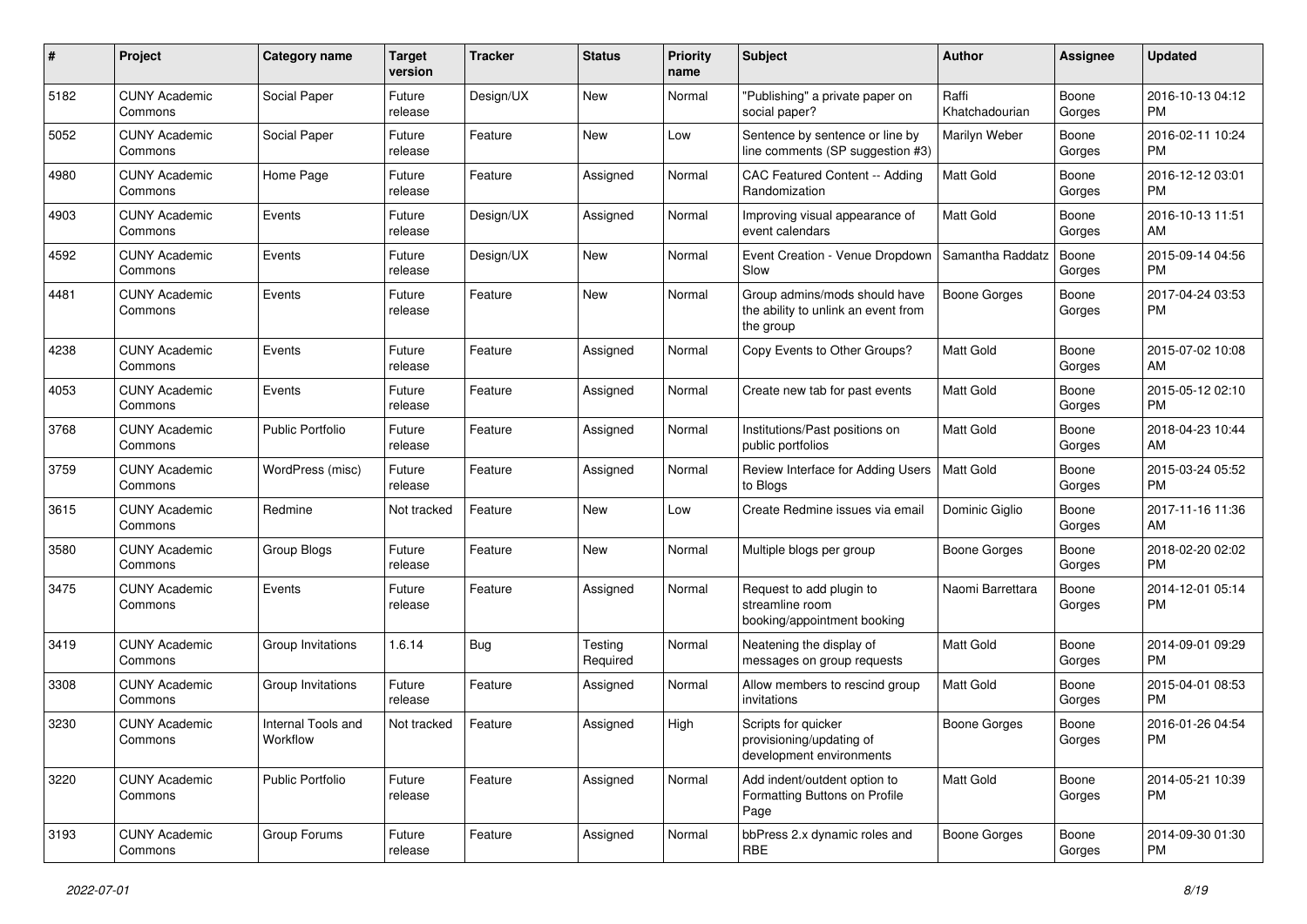| # | Project | Category name | Target version | Tracker | Status | Priority name | Subject | Author | Assignee | Updated |
|---|---|---|---|---|---|---|---|---|---|---|
| 5182 | CUNY Academic Commons | Social Paper | Future release | Design/UX | New | Normal | "Publishing" a private paper on social paper? | Raffi Khatchadourian | Boone Gorges | 2016-10-13 04:12 PM |
| 5052 | CUNY Academic Commons | Social Paper | Future release | Feature | New | Low | Sentence by sentence or line by line comments (SP suggestion #3) | Marilyn Weber | Boone Gorges | 2016-02-11 10:24 PM |
| 4980 | CUNY Academic Commons | Home Page | Future release | Feature | Assigned | Normal | CAC Featured Content -- Adding Randomization | Matt Gold | Boone Gorges | 2016-12-12 03:01 PM |
| 4903 | CUNY Academic Commons | Events | Future release | Design/UX | Assigned | Normal | Improving visual appearance of event calendars | Matt Gold | Boone Gorges | 2016-10-13 11:51 AM |
| 4592 | CUNY Academic Commons | Events | Future release | Design/UX | New | Normal | Event Creation - Venue Dropdown Slow | Samantha Raddatz | Boone Gorges | 2015-09-14 04:56 PM |
| 4481 | CUNY Academic Commons | Events | Future release | Feature | New | Normal | Group admins/mods should have the ability to unlink an event from the group | Boone Gorges | Boone Gorges | 2017-04-24 03:53 PM |
| 4238 | CUNY Academic Commons | Events | Future release | Feature | Assigned | Normal | Copy Events to Other Groups? | Matt Gold | Boone Gorges | 2015-07-02 10:08 AM |
| 4053 | CUNY Academic Commons | Events | Future release | Feature | Assigned | Normal | Create new tab for past events | Matt Gold | Boone Gorges | 2015-05-12 02:10 PM |
| 3768 | CUNY Academic Commons | Public Portfolio | Future release | Feature | Assigned | Normal | Institutions/Past positions on public portfolios | Matt Gold | Boone Gorges | 2018-04-23 10:44 AM |
| 3759 | CUNY Academic Commons | WordPress (misc) | Future release | Feature | Assigned | Normal | Review Interface for Adding Users to Blogs | Matt Gold | Boone Gorges | 2015-03-24 05:52 PM |
| 3615 | CUNY Academic Commons | Redmine | Not tracked | Feature | New | Low | Create Redmine issues via email | Dominic Giglio | Boone Gorges | 2017-11-16 11:36 AM |
| 3580 | CUNY Academic Commons | Group Blogs | Future release | Feature | New | Normal | Multiple blogs per group | Boone Gorges | Boone Gorges | 2018-02-20 02:02 PM |
| 3475 | CUNY Academic Commons | Events | Future release | Feature | Assigned | Normal | Request to add plugin to streamline room booking/appointment booking | Naomi Barrettara | Boone Gorges | 2014-12-01 05:14 PM |
| 3419 | CUNY Academic Commons | Group Invitations | 1.6.14 | Bug | Testing Required | Normal | Neatening the display of messages on group requests | Matt Gold | Boone Gorges | 2014-09-01 09:29 PM |
| 3308 | CUNY Academic Commons | Group Invitations | Future release | Feature | Assigned | Normal | Allow members to rescind group invitations | Matt Gold | Boone Gorges | 2015-04-01 08:53 PM |
| 3230 | CUNY Academic Commons | Internal Tools and Workflow | Not tracked | Feature | Assigned | High | Scripts for quicker provisioning/updating of development environments | Boone Gorges | Boone Gorges | 2016-01-26 04:54 PM |
| 3220 | CUNY Academic Commons | Public Portfolio | Future release | Feature | Assigned | Normal | Add indent/outdent option to Formatting Buttons on Profile Page | Matt Gold | Boone Gorges | 2014-05-21 10:39 PM |
| 3193 | CUNY Academic Commons | Group Forums | Future release | Feature | Assigned | Normal | bbPress 2.x dynamic roles and RBE | Boone Gorges | Boone Gorges | 2014-09-30 01:30 PM |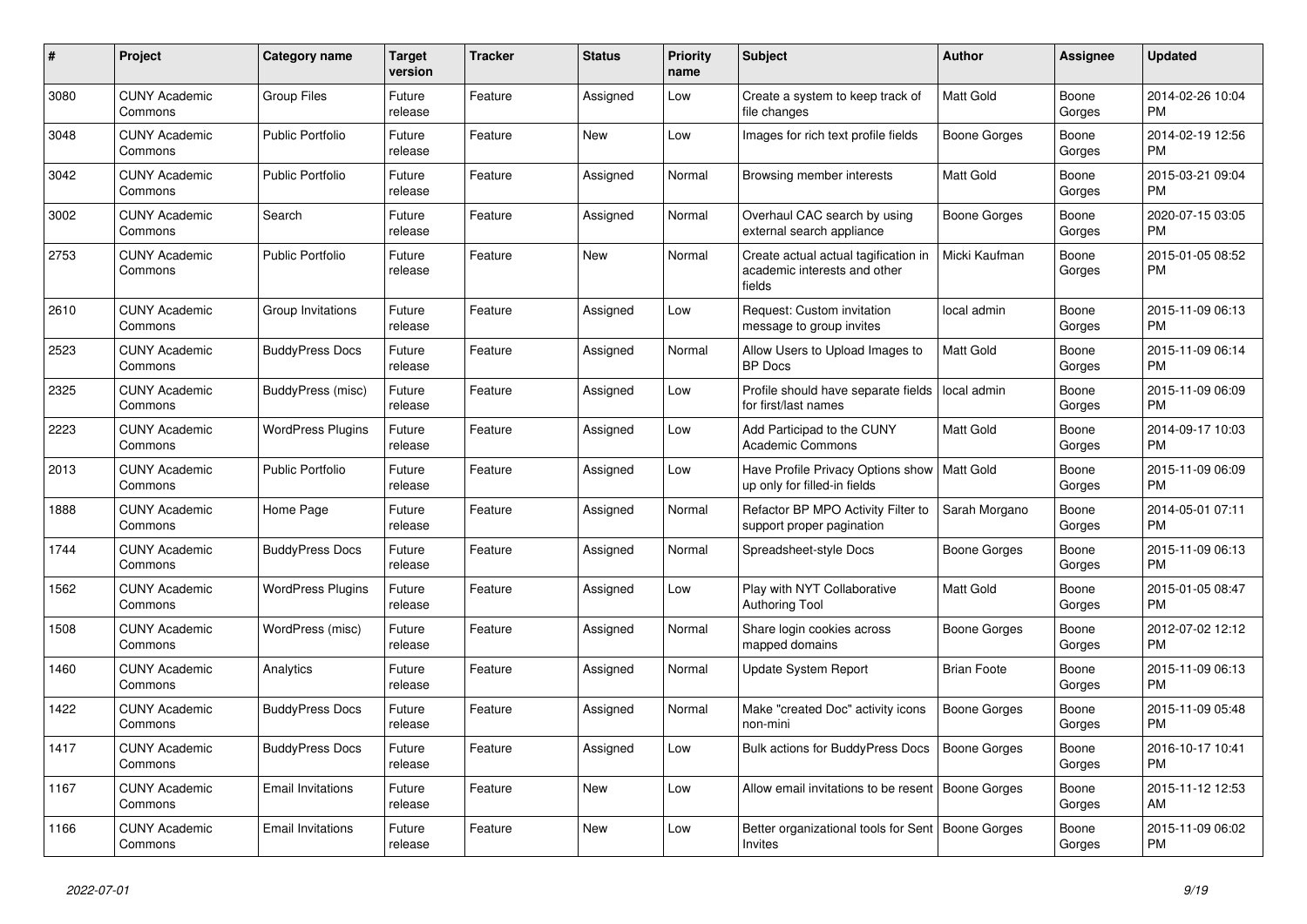| # | Project | Category name | Target version | Tracker | Status | Priority name | Subject | Author | Assignee | Updated |
|---|---|---|---|---|---|---|---|---|---|---|
| 3080 | CUNY Academic Commons | Group Files | Future release | Feature | Assigned | Low | Create a system to keep track of file changes | Matt Gold | Boone Gorges | 2014-02-26 10:04 PM |
| 3048 | CUNY Academic Commons | Public Portfolio | Future release | Feature | New | Low | Images for rich text profile fields | Boone Gorges | Boone Gorges | 2014-02-19 12:56 PM |
| 3042 | CUNY Academic Commons | Public Portfolio | Future release | Feature | Assigned | Normal | Browsing member interests | Matt Gold | Boone Gorges | 2015-03-21 09:04 PM |
| 3002 | CUNY Academic Commons | Search | Future release | Feature | Assigned | Normal | Overhaul CAC search by using external search appliance | Boone Gorges | Boone Gorges | 2020-07-15 03:05 PM |
| 2753 | CUNY Academic Commons | Public Portfolio | Future release | Feature | New | Normal | Create actual actual tagification in academic interests and other fields | Micki Kaufman | Boone Gorges | 2015-01-05 08:52 PM |
| 2610 | CUNY Academic Commons | Group Invitations | Future release | Feature | Assigned | Low | Request: Custom invitation message to group invites | local admin | Boone Gorges | 2015-11-09 06:13 PM |
| 2523 | CUNY Academic Commons | BuddyPress Docs | Future release | Feature | Assigned | Normal | Allow Users to Upload Images to BP Docs | Matt Gold | Boone Gorges | 2015-11-09 06:14 PM |
| 2325 | CUNY Academic Commons | BuddyPress (misc) | Future release | Feature | Assigned | Low | Profile should have separate fields for first/last names | local admin | Boone Gorges | 2015-11-09 06:09 PM |
| 2223 | CUNY Academic Commons | WordPress Plugins | Future release | Feature | Assigned | Low | Add Participad to the CUNY Academic Commons | Matt Gold | Boone Gorges | 2014-09-17 10:03 PM |
| 2013 | CUNY Academic Commons | Public Portfolio | Future release | Feature | Assigned | Low | Have Profile Privacy Options show up only for filled-in fields | Matt Gold | Boone Gorges | 2015-11-09 06:09 PM |
| 1888 | CUNY Academic Commons | Home Page | Future release | Feature | Assigned | Normal | Refactor BP MPO Activity Filter to support proper pagination | Sarah Morgano | Boone Gorges | 2014-05-01 07:11 PM |
| 1744 | CUNY Academic Commons | BuddyPress Docs | Future release | Feature | Assigned | Normal | Spreadsheet-style Docs | Boone Gorges | Boone Gorges | 2015-11-09 06:13 PM |
| 1562 | CUNY Academic Commons | WordPress Plugins | Future release | Feature | Assigned | Low | Play with NYT Collaborative Authoring Tool | Matt Gold | Boone Gorges | 2015-01-05 08:47 PM |
| 1508 | CUNY Academic Commons | WordPress (misc) | Future release | Feature | Assigned | Normal | Share login cookies across mapped domains | Boone Gorges | Boone Gorges | 2012-07-02 12:12 PM |
| 1460 | CUNY Academic Commons | Analytics | Future release | Feature | Assigned | Normal | Update System Report | Brian Foote | Boone Gorges | 2015-11-09 06:13 PM |
| 1422 | CUNY Academic Commons | BuddyPress Docs | Future release | Feature | Assigned | Normal | Make "created Doc" activity icons non-mini | Boone Gorges | Boone Gorges | 2015-11-09 05:48 PM |
| 1417 | CUNY Academic Commons | BuddyPress Docs | Future release | Feature | Assigned | Low | Bulk actions for BuddyPress Docs | Boone Gorges | Boone Gorges | 2016-10-17 10:41 PM |
| 1167 | CUNY Academic Commons | Email Invitations | Future release | Feature | New | Low | Allow email invitations to be resent | Boone Gorges | Boone Gorges | 2015-11-12 12:53 AM |
| 1166 | CUNY Academic Commons | Email Invitations | Future release | Feature | New | Low | Better organizational tools for Sent Invites | Boone Gorges | Boone Gorges | 2015-11-09 06:02 PM |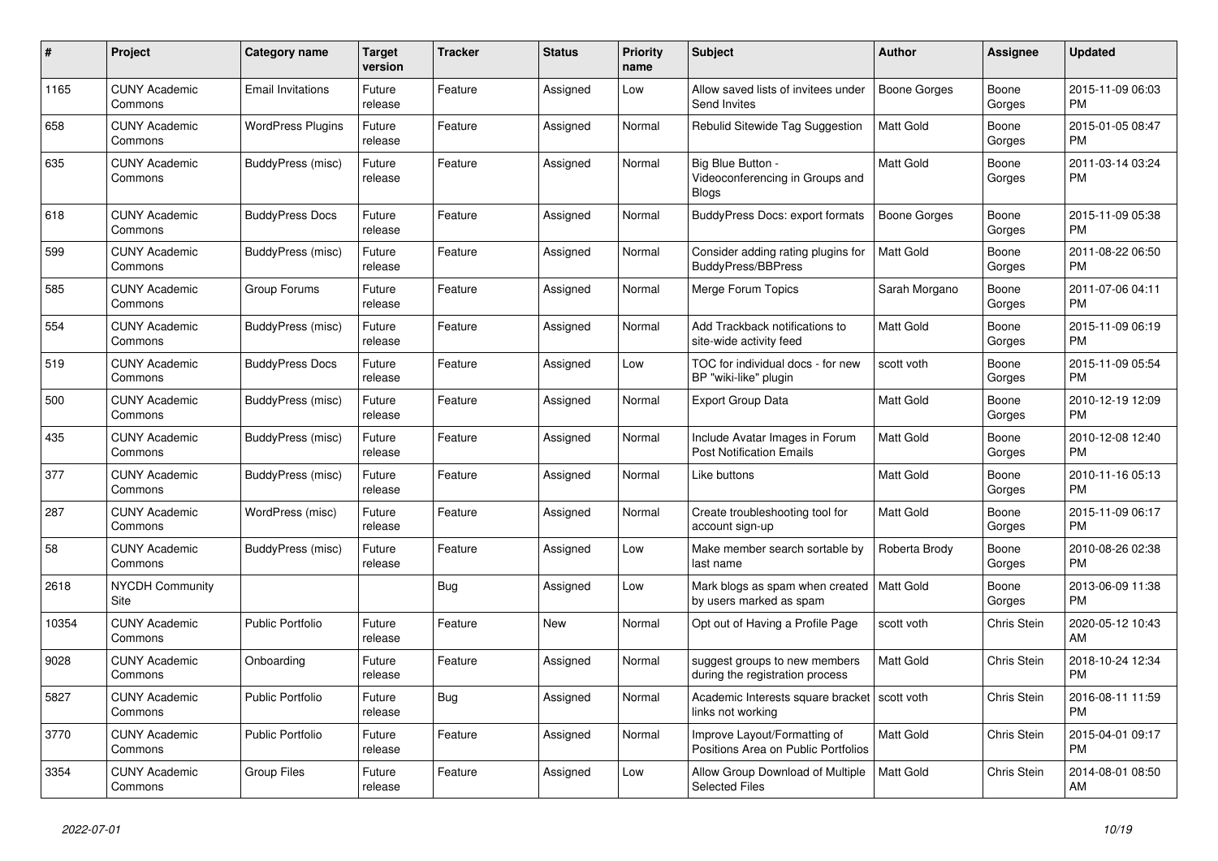| # | Project | Category name | Target version | Tracker | Status | Priority name | Subject | Author | Assignee | Updated |
|---|---|---|---|---|---|---|---|---|---|---|
| 1165 | CUNY Academic Commons | Email Invitations | Future release | Feature | Assigned | Low | Allow saved lists of invitees under Send Invites | Boone Gorges | Boone Gorges | 2015-11-09 06:03 PM |
| 658 | CUNY Academic Commons | WordPress Plugins | Future release | Feature | Assigned | Normal | Rebulid Sitewide Tag Suggestion | Matt Gold | Boone Gorges | 2015-01-05 08:47 PM |
| 635 | CUNY Academic Commons | BuddyPress (misc) | Future release | Feature | Assigned | Normal | Big Blue Button - Videoconferencing in Groups and Blogs | Matt Gold | Boone Gorges | 2011-03-14 03:24 PM |
| 618 | CUNY Academic Commons | BuddyPress Docs | Future release | Feature | Assigned | Normal | BuddyPress Docs: export formats | Boone Gorges | Boone Gorges | 2015-11-09 05:38 PM |
| 599 | CUNY Academic Commons | BuddyPress (misc) | Future release | Feature | Assigned | Normal | Consider adding rating plugins for BuddyPress/BBPress | Matt Gold | Boone Gorges | 2011-08-22 06:50 PM |
| 585 | CUNY Academic Commons | Group Forums | Future release | Feature | Assigned | Normal | Merge Forum Topics | Sarah Morgano | Boone Gorges | 2011-07-06 04:11 PM |
| 554 | CUNY Academic Commons | BuddyPress (misc) | Future release | Feature | Assigned | Normal | Add Trackback notifications to site-wide activity feed | Matt Gold | Boone Gorges | 2015-11-09 06:19 PM |
| 519 | CUNY Academic Commons | BuddyPress Docs | Future release | Feature | Assigned | Low | TOC for individual docs - for new BP "wiki-like" plugin | scott voth | Boone Gorges | 2015-11-09 05:54 PM |
| 500 | CUNY Academic Commons | BuddyPress (misc) | Future release | Feature | Assigned | Normal | Export Group Data | Matt Gold | Boone Gorges | 2010-12-19 12:09 PM |
| 435 | CUNY Academic Commons | BuddyPress (misc) | Future release | Feature | Assigned | Normal | Include Avatar Images in Forum Post Notification Emails | Matt Gold | Boone Gorges | 2010-12-08 12:40 PM |
| 377 | CUNY Academic Commons | BuddyPress (misc) | Future release | Feature | Assigned | Normal | Like buttons | Matt Gold | Boone Gorges | 2010-11-16 05:13 PM |
| 287 | CUNY Academic Commons | WordPress (misc) | Future release | Feature | Assigned | Normal | Create troubleshooting tool for account sign-up | Matt Gold | Boone Gorges | 2015-11-09 06:17 PM |
| 58 | CUNY Academic Commons | BuddyPress (misc) | Future release | Feature | Assigned | Low | Make member search sortable by last name | Roberta Brody | Boone Gorges | 2010-08-26 02:38 PM |
| 2618 | NYCDH Community Site | | | Bug | Assigned | Low | Mark blogs as spam when created by users marked as spam | Matt Gold | Boone Gorges | 2013-06-09 11:38 PM |
| 10354 | CUNY Academic Commons | Public Portfolio | Future release | Feature | New | Normal | Opt out of Having a Profile Page | scott voth | Chris Stein | 2020-05-12 10:43 AM |
| 9028 | CUNY Academic Commons | Onboarding | Future release | Feature | Assigned | Normal | suggest groups to new members during the registration process | Matt Gold | Chris Stein | 2018-10-24 12:34 PM |
| 5827 | CUNY Academic Commons | Public Portfolio | Future release | Bug | Assigned | Normal | Academic Interests square bracket links not working | scott voth | Chris Stein | 2016-08-11 11:59 PM |
| 3770 | CUNY Academic Commons | Public Portfolio | Future release | Feature | Assigned | Normal | Improve Layout/Formatting of Positions Area on Public Portfolios | Matt Gold | Chris Stein | 2015-04-01 09:17 PM |
| 3354 | CUNY Academic Commons | Group Files | Future release | Feature | Assigned | Low | Allow Group Download of Multiple Selected Files | Matt Gold | Chris Stein | 2014-08-01 08:50 AM |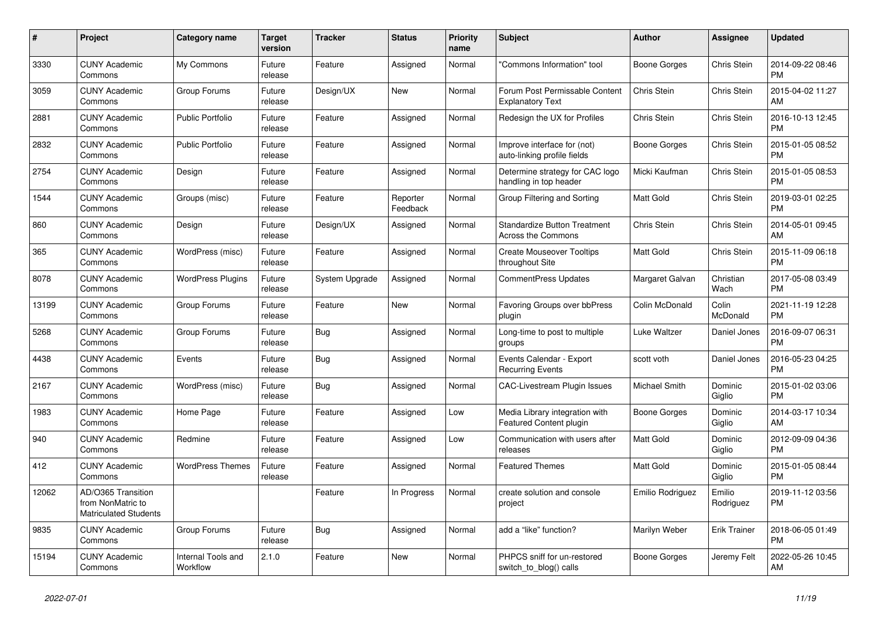| # | Project | Category name | Target version | Tracker | Status | Priority name | Subject | Author | Assignee | Updated |
|---|---|---|---|---|---|---|---|---|---|---|
| 3330 | CUNY Academic Commons | My Commons | Future release | Feature | Assigned | Normal | "Commons Information" tool | Boone Gorges | Chris Stein | 2014-09-22 08:46 PM |
| 3059 | CUNY Academic Commons | Group Forums | Future release | Design/UX | New | Normal | Forum Post Permissable Content Explanatory Text | Chris Stein | Chris Stein | 2015-04-02 11:27 AM |
| 2881 | CUNY Academic Commons | Public Portfolio | Future release | Feature | Assigned | Normal | Redesign the UX for Profiles | Chris Stein | Chris Stein | 2016-10-13 12:45 PM |
| 2832 | CUNY Academic Commons | Public Portfolio | Future release | Feature | Assigned | Normal | Improve interface for (not) auto-linking profile fields | Boone Gorges | Chris Stein | 2015-01-05 08:52 PM |
| 2754 | CUNY Academic Commons | Design | Future release | Feature | Assigned | Normal | Determine strategy for CAC logo handling in top header | Micki Kaufman | Chris Stein | 2015-01-05 08:53 PM |
| 1544 | CUNY Academic Commons | Groups (misc) | Future release | Feature | Reporter Feedback | Normal | Group Filtering and Sorting | Matt Gold | Chris Stein | 2019-03-01 02:25 PM |
| 860 | CUNY Academic Commons | Design | Future release | Design/UX | Assigned | Normal | Standardize Button Treatment Across the Commons | Chris Stein | Chris Stein | 2014-05-01 09:45 AM |
| 365 | CUNY Academic Commons | WordPress (misc) | Future release | Feature | Assigned | Normal | Create Mouseover Tooltips throughout Site | Matt Gold | Chris Stein | 2015-11-09 06:18 PM |
| 8078 | CUNY Academic Commons | WordPress Plugins | Future release | System Upgrade | Assigned | Normal | CommentPress Updates | Margaret Galvan | Christian Wach | 2017-05-08 03:49 PM |
| 13199 | CUNY Academic Commons | Group Forums | Future release | Feature | New | Normal | Favoring Groups over bbPress plugin | Colin McDonald | Colin McDonald | 2021-11-19 12:28 PM |
| 5268 | CUNY Academic Commons | Group Forums | Future release | Bug | Assigned | Normal | Long-time to post to multiple groups | Luke Waltzer | Daniel Jones | 2016-09-07 06:31 PM |
| 4438 | CUNY Academic Commons | Events | Future release | Bug | Assigned | Normal | Events Calendar - Export Recurring Events | scott voth | Daniel Jones | 2016-05-23 04:25 PM |
| 2167 | CUNY Academic Commons | WordPress (misc) | Future release | Bug | Assigned | Normal | CAC-Livestream Plugin Issues | Michael Smith | Dominic Giglio | 2015-01-02 03:06 PM |
| 1983 | CUNY Academic Commons | Home Page | Future release | Feature | Assigned | Low | Media Library integration with Featured Content plugin | Boone Gorges | Dominic Giglio | 2014-03-17 10:34 AM |
| 940 | CUNY Academic Commons | Redmine | Future release | Feature | Assigned | Low | Communication with users after releases | Matt Gold | Dominic Giglio | 2012-09-09 04:36 PM |
| 412 | CUNY Academic Commons | WordPress Themes | Future release | Feature | Assigned | Normal | Featured Themes | Matt Gold | Dominic Giglio | 2015-01-05 08:44 PM |
| 12062 | AD/O365 Transition from NonMatric to Matriculated Students | | | Feature | In Progress | Normal | create solution and console project | Emilio Rodriguez | Emilio Rodriguez | 2019-11-12 03:56 PM |
| 9835 | CUNY Academic Commons | Group Forums | Future release | Bug | Assigned | Normal | add a “like” function? | Marilyn Weber | Erik Trainer | 2018-06-05 01:49 PM |
| 15194 | CUNY Academic Commons | Internal Tools and Workflow | 2.1.0 | Feature | New | Normal | PHPCS sniff for un-restored switch_to_blog() calls | Boone Gorges | Jeremy Felt | 2022-05-26 10:45 AM |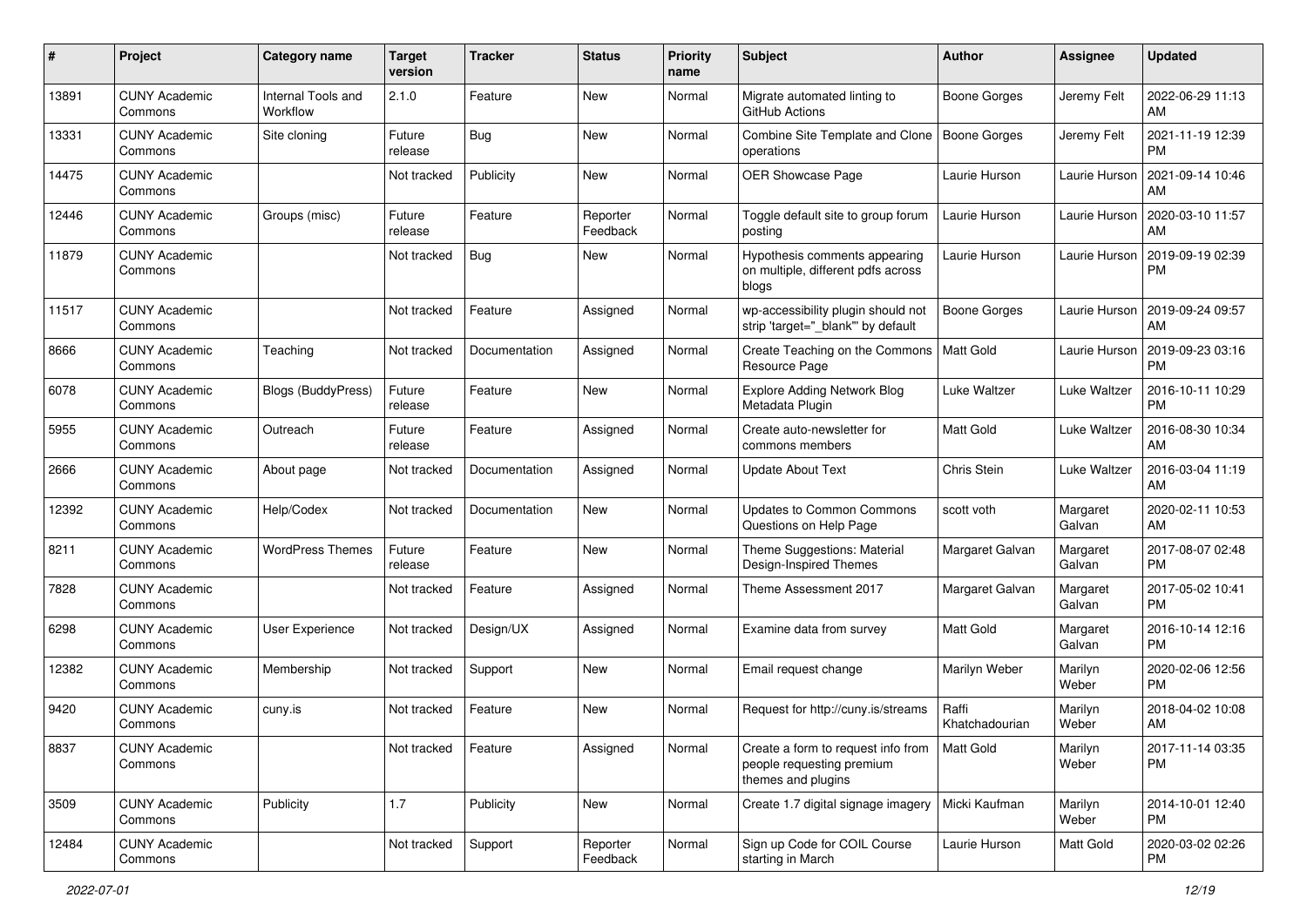| # | Project | Category name | Target version | Tracker | Status | Priority name | Subject | Author | Assignee | Updated |
|---|---|---|---|---|---|---|---|---|---|---|
| 13891 | CUNY Academic Commons | Internal Tools and Workflow | 2.1.0 | Feature | New | Normal | Migrate automated linting to GitHub Actions | Boone Gorges | Jeremy Felt | 2022-06-29 11:13 AM |
| 13331 | CUNY Academic Commons | Site cloning | Future release | Bug | New | Normal | Combine Site Template and Clone operations | Boone Gorges | Jeremy Felt | 2021-11-19 12:39 PM |
| 14475 | CUNY Academic Commons | | Not tracked | Publicity | New | Normal | OER Showcase Page | Laurie Hurson | Laurie Hurson | 2021-09-14 10:46 AM |
| 12446 | CUNY Academic Commons | Groups (misc) | Future release | Feature | Reporter Feedback | Normal | Toggle default site to group forum posting | Laurie Hurson | Laurie Hurson | 2020-03-10 11:57 AM |
| 11879 | CUNY Academic Commons | | Not tracked | Bug | New | Normal | Hypothesis comments appearing on multiple, different pdfs across blogs | Laurie Hurson | Laurie Hurson | 2019-09-19 02:39 PM |
| 11517 | CUNY Academic Commons | | Not tracked | Feature | Assigned | Normal | wp-accessibility plugin should not strip 'target="_blank"' by default | Boone Gorges | Laurie Hurson | 2019-09-24 09:57 AM |
| 8666 | CUNY Academic Commons | Teaching | Not tracked | Documentation | Assigned | Normal | Create Teaching on the Commons Resource Page | Matt Gold | Laurie Hurson | 2019-09-23 03:16 PM |
| 6078 | CUNY Academic Commons | Blogs (BuddyPress) | Future release | Feature | New | Normal | Explore Adding Network Blog Metadata Plugin | Luke Waltzer | Luke Waltzer | 2016-10-11 10:29 PM |
| 5955 | CUNY Academic Commons | Outreach | Future release | Feature | Assigned | Normal | Create auto-newsletter for commons members | Matt Gold | Luke Waltzer | 2016-08-30 10:34 AM |
| 2666 | CUNY Academic Commons | About page | Not tracked | Documentation | Assigned | Normal | Update About Text | Chris Stein | Luke Waltzer | 2016-03-04 11:19 AM |
| 12392 | CUNY Academic Commons | Help/Codex | Not tracked | Documentation | New | Normal | Updates to Common Commons Questions on Help Page | scott voth | Margaret Galvan | 2020-02-11 10:53 AM |
| 8211 | CUNY Academic Commons | WordPress Themes | Future release | Feature | New | Normal | Theme Suggestions: Material Design-Inspired Themes | Margaret Galvan | Margaret Galvan | 2017-08-07 02:48 PM |
| 7828 | CUNY Academic Commons | | Not tracked | Feature | Assigned | Normal | Theme Assessment 2017 | Margaret Galvan | Margaret Galvan | 2017-05-02 10:41 PM |
| 6298 | CUNY Academic Commons | User Experience | Not tracked | Design/UX | Assigned | Normal | Examine data from survey | Matt Gold | Margaret Galvan | 2016-10-14 12:16 PM |
| 12382 | CUNY Academic Commons | Membership | Not tracked | Support | New | Normal | Email request change | Marilyn Weber | Marilyn Weber | 2020-02-06 12:56 PM |
| 9420 | CUNY Academic Commons | cuny.is | Not tracked | Feature | New | Normal | Request for http://cuny.is/streams | Raffi Khatchadourian | Marilyn Weber | 2018-04-02 10:08 AM |
| 8837 | CUNY Academic Commons | | Not tracked | Feature | Assigned | Normal | Create a form to request info from people requesting premium themes and plugins | Matt Gold | Marilyn Weber | 2017-11-14 03:35 PM |
| 3509 | CUNY Academic Commons | Publicity | 1.7 | Publicity | New | Normal | Create 1.7 digital signage imagery | Micki Kaufman | Marilyn Weber | 2014-10-01 12:40 PM |
| 12484 | CUNY Academic Commons | | Not tracked | Support | Reporter Feedback | Normal | Sign up Code for COIL Course starting in March | Laurie Hurson | Matt Gold | 2020-03-02 02:26 PM |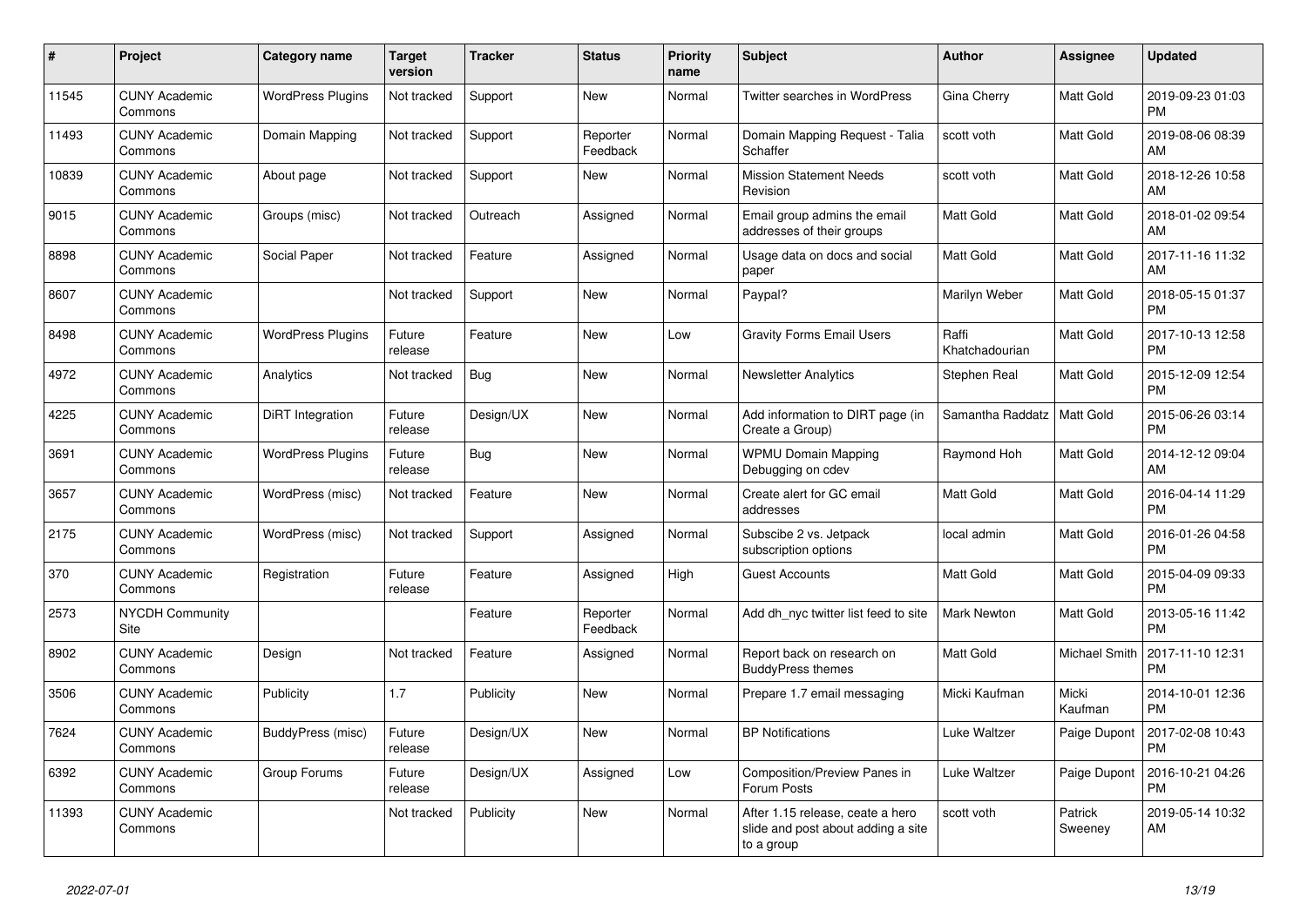| # | Project | Category name | Target version | Tracker | Status | Priority name | Subject | Author | Assignee | Updated |
|---|---|---|---|---|---|---|---|---|---|---|
| 11545 | CUNY Academic Commons | WordPress Plugins | Not tracked | Support | New | Normal | Twitter searches in WordPress | Gina Cherry | Matt Gold | 2019-09-23 01:03 PM |
| 11493 | CUNY Academic Commons | Domain Mapping | Not tracked | Support | Reporter Feedback | Normal | Domain Mapping Request - Talia Schaffer | scott voth | Matt Gold | 2019-08-06 08:39 AM |
| 10839 | CUNY Academic Commons | About page | Not tracked | Support | New | Normal | Mission Statement Needs Revision | scott voth | Matt Gold | 2018-12-26 10:58 AM |
| 9015 | CUNY Academic Commons | Groups (misc) | Not tracked | Outreach | Assigned | Normal | Email group admins the email addresses of their groups | Matt Gold | Matt Gold | 2018-01-02 09:54 AM |
| 8898 | CUNY Academic Commons | Social Paper | Not tracked | Feature | Assigned | Normal | Usage data on docs and social paper | Matt Gold | Matt Gold | 2017-11-16 11:32 AM |
| 8607 | CUNY Academic Commons | | Not tracked | Support | New | Normal | Paypal? | Marilyn Weber | Matt Gold | 2018-05-15 01:37 PM |
| 8498 | CUNY Academic Commons | WordPress Plugins | Future release | Feature | New | Low | Gravity Forms Email Users | Raffi Khatchadourian | Matt Gold | 2017-10-13 12:58 PM |
| 4972 | CUNY Academic Commons | Analytics | Not tracked | Bug | New | Normal | Newsletter Analytics | Stephen Real | Matt Gold | 2015-12-09 12:54 PM |
| 4225 | CUNY Academic Commons | DiRT Integration | Future release | Design/UX | New | Normal | Add information to DIRT page (in Create a Group) | Samantha Raddatz | Matt Gold | 2015-06-26 03:14 PM |
| 3691 | CUNY Academic Commons | WordPress Plugins | Future release | Bug | New | Normal | WPMU Domain Mapping Debugging on cdev | Raymond Hoh | Matt Gold | 2014-12-12 09:04 AM |
| 3657 | CUNY Academic Commons | WordPress (misc) | Not tracked | Feature | New | Normal | Create alert for GC email addresses | Matt Gold | Matt Gold | 2016-04-14 11:29 PM |
| 2175 | CUNY Academic Commons | WordPress (misc) | Not tracked | Support | Assigned | Normal | Subscibe 2 vs. Jetpack subscription options | local admin | Matt Gold | 2016-01-26 04:58 PM |
| 370 | CUNY Academic Commons | Registration | Future release | Feature | Assigned | High | Guest Accounts | Matt Gold | Matt Gold | 2015-04-09 09:33 PM |
| 2573 | NYCDH Community Site | | | Feature | Reporter Feedback | Normal | Add dh_nyc twitter list feed to site | Mark Newton | Matt Gold | 2013-05-16 11:42 PM |
| 8902 | CUNY Academic Commons | Design | Not tracked | Feature | Assigned | Normal | Report back on research on BuddyPress themes | Matt Gold | Michael Smith | 2017-11-10 12:31 PM |
| 3506 | CUNY Academic Commons | Publicity | 1.7 | Publicity | New | Normal | Prepare 1.7 email messaging | Micki Kaufman | Micki Kaufman | 2014-10-01 12:36 PM |
| 7624 | CUNY Academic Commons | BuddyPress (misc) | Future release | Design/UX | New | Normal | BP Notifications | Luke Waltzer | Paige Dupont | 2017-02-08 10:43 PM |
| 6392 | CUNY Academic Commons | Group Forums | Future release | Design/UX | Assigned | Low | Composition/Preview Panes in Forum Posts | Luke Waltzer | Paige Dupont | 2016-10-21 04:26 PM |
| 11393 | CUNY Academic Commons | | Not tracked | Publicity | New | Normal | After 1.15 release, ceate a hero slide and post about adding a site to a group | scott voth | Patrick Sweeney | 2019-05-14 10:32 AM |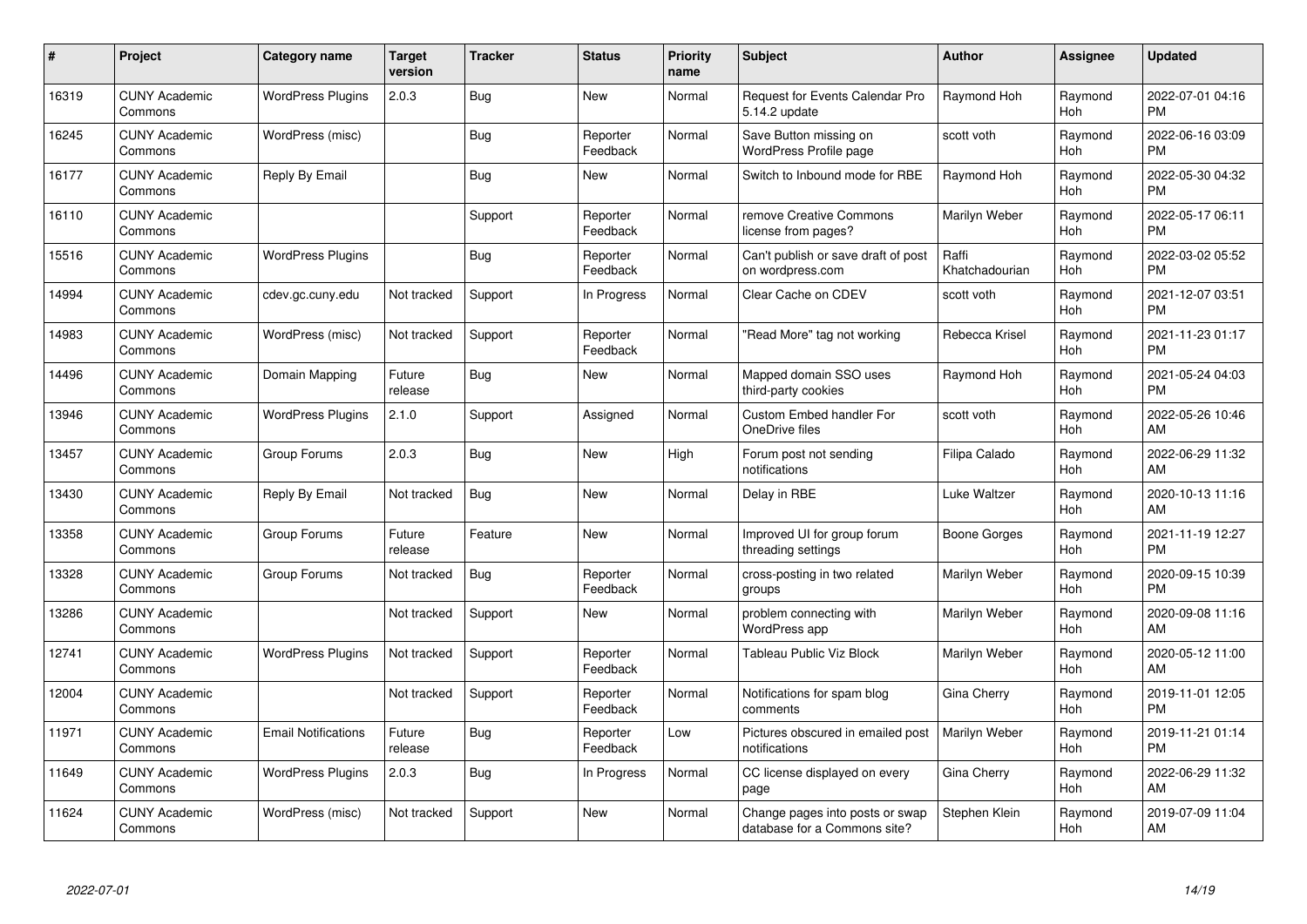| # | Project | Category name | Target version | Tracker | Status | Priority name | Subject | Author | Assignee | Updated |
|---|---|---|---|---|---|---|---|---|---|---|
| 16319 | CUNY Academic Commons | WordPress Plugins | 2.0.3 | Bug | New | Normal | Request for Events Calendar Pro 5.14.2 update | Raymond Hoh | Raymond Hoh | 2022-07-01 04:16 PM |
| 16245 | CUNY Academic Commons | WordPress (misc) | | Bug | Reporter Feedback | Normal | Save Button missing on WordPress Profile page | scott voth | Raymond Hoh | 2022-06-16 03:09 PM |
| 16177 | CUNY Academic Commons | Reply By Email | | Bug | New | Normal | Switch to Inbound mode for RBE | Raymond Hoh | Raymond Hoh | 2022-05-30 04:32 PM |
| 16110 | CUNY Academic Commons | | | Support | Reporter Feedback | Normal | remove Creative Commons license from pages? | Marilyn Weber | Raymond Hoh | 2022-05-17 06:11 PM |
| 15516 | CUNY Academic Commons | WordPress Plugins | | Bug | Reporter Feedback | Normal | Can't publish or save draft of post on wordpress.com | Raffi Khatchadourian | Raymond Hoh | 2022-03-02 05:52 PM |
| 14994 | CUNY Academic Commons | cdev.gc.cuny.edu | Not tracked | Support | In Progress | Normal | Clear Cache on CDEV | scott voth | Raymond Hoh | 2021-12-07 03:51 PM |
| 14983 | CUNY Academic Commons | WordPress (misc) | Not tracked | Support | Reporter Feedback | Normal | "Read More" tag not working | Rebecca Krisel | Raymond Hoh | 2021-11-23 01:17 PM |
| 14496 | CUNY Academic Commons | Domain Mapping | Future release | Bug | New | Normal | Mapped domain SSO uses third-party cookies | Raymond Hoh | Raymond Hoh | 2021-05-24 04:03 PM |
| 13946 | CUNY Academic Commons | WordPress Plugins | 2.1.0 | Support | Assigned | Normal | Custom Embed handler For OneDrive files | scott voth | Raymond Hoh | 2022-05-26 10:46 AM |
| 13457 | CUNY Academic Commons | Group Forums | 2.0.3 | Bug | New | High | Forum post not sending notifications | Filipa Calado | Raymond Hoh | 2022-06-29 11:32 AM |
| 13430 | CUNY Academic Commons | Reply By Email | Not tracked | Bug | New | Normal | Delay in RBE | Luke Waltzer | Raymond Hoh | 2020-10-13 11:16 AM |
| 13358 | CUNY Academic Commons | Group Forums | Future release | Feature | New | Normal | Improved UI for group forum threading settings | Boone Gorges | Raymond Hoh | 2021-11-19 12:27 PM |
| 13328 | CUNY Academic Commons | Group Forums | Not tracked | Bug | Reporter Feedback | Normal | cross-posting in two related groups | Marilyn Weber | Raymond Hoh | 2020-09-15 10:39 PM |
| 13286 | CUNY Academic Commons | | Not tracked | Support | New | Normal | problem connecting with WordPress app | Marilyn Weber | Raymond Hoh | 2020-09-08 11:16 AM |
| 12741 | CUNY Academic Commons | WordPress Plugins | Not tracked | Support | Reporter Feedback | Normal | Tableau Public Viz Block | Marilyn Weber | Raymond Hoh | 2020-05-12 11:00 AM |
| 12004 | CUNY Academic Commons | | Not tracked | Support | Reporter Feedback | Normal | Notifications for spam blog comments | Gina Cherry | Raymond Hoh | 2019-11-01 12:05 PM |
| 11971 | CUNY Academic Commons | Email Notifications | Future release | Bug | Reporter Feedback | Low | Pictures obscured in emailed post notifications | Marilyn Weber | Raymond Hoh | 2019-11-21 01:14 PM |
| 11649 | CUNY Academic Commons | WordPress Plugins | 2.0.3 | Bug | In Progress | Normal | CC license displayed on every page | Gina Cherry | Raymond Hoh | 2022-06-29 11:32 AM |
| 11624 | CUNY Academic Commons | WordPress (misc) | Not tracked | Support | New | Normal | Change pages into posts or swap database for a Commons site? | Stephen Klein | Raymond Hoh | 2019-07-09 11:04 AM |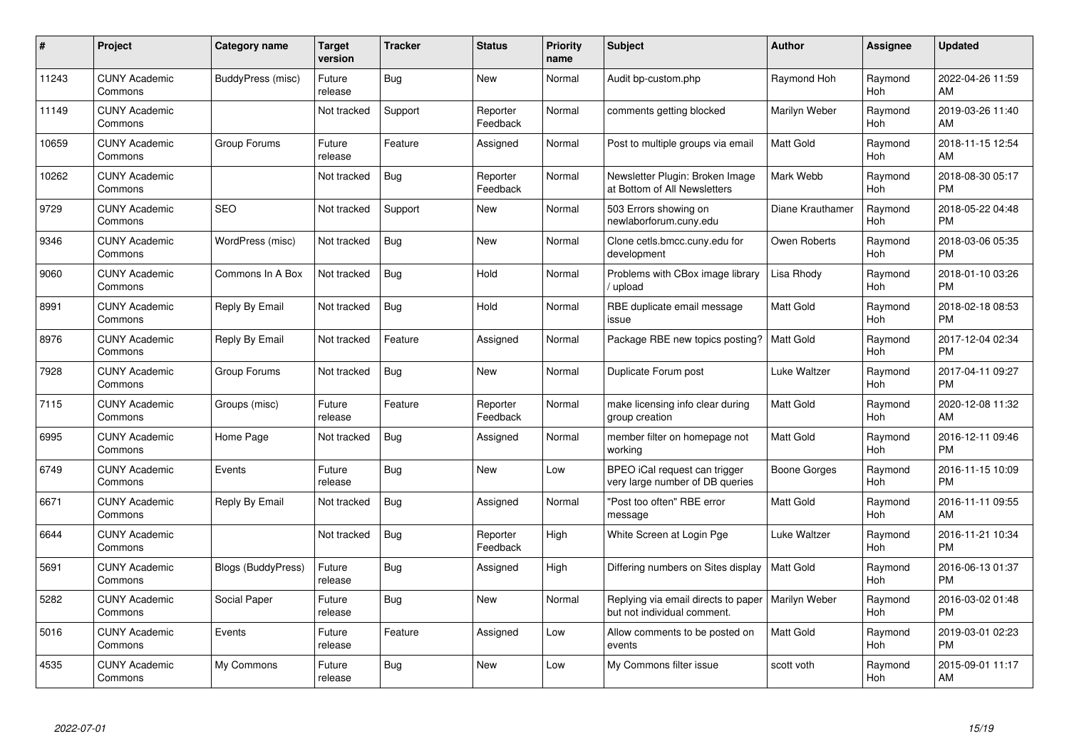| # | Project | Category name | Target version | Tracker | Status | Priority name | Subject | Author | Assignee | Updated |
|---|---|---|---|---|---|---|---|---|---|---|
| 11243 | CUNY Academic Commons | BuddyPress (misc) | Future release | Bug | New | Normal | Audit bp-custom.php | Raymond Hoh | Raymond Hoh | 2022-04-26 11:59 AM |
| 11149 | CUNY Academic Commons | | Not tracked | Support | Reporter Feedback | Normal | comments getting blocked | Marilyn Weber | Raymond Hoh | 2019-03-26 11:40 AM |
| 10659 | CUNY Academic Commons | Group Forums | Future release | Feature | Assigned | Normal | Post to multiple groups via email | Matt Gold | Raymond Hoh | 2018-11-15 12:54 AM |
| 10262 | CUNY Academic Commons | | Not tracked | Bug | Reporter Feedback | Normal | Newsletter Plugin: Broken Image at Bottom of All Newsletters | Mark Webb | Raymond Hoh | 2018-08-30 05:17 PM |
| 9729 | CUNY Academic Commons | SEO | Not tracked | Support | New | Normal | 503 Errors showing on newlaborforum.cuny.edu | Diane Krauthamer | Raymond Hoh | 2018-05-22 04:48 PM |
| 9346 | CUNY Academic Commons | WordPress (misc) | Not tracked | Bug | New | Normal | Clone cetls.bmcc.cuny.edu for development | Owen Roberts | Raymond Hoh | 2018-03-06 05:35 PM |
| 9060 | CUNY Academic Commons | Commons In A Box | Not tracked | Bug | Hold | Normal | Problems with CBox image library / upload | Lisa Rhody | Raymond Hoh | 2018-01-10 03:26 PM |
| 8991 | CUNY Academic Commons | Reply By Email | Not tracked | Bug | Hold | Normal | RBE duplicate email message issue | Matt Gold | Raymond Hoh | 2018-02-18 08:53 PM |
| 8976 | CUNY Academic Commons | Reply By Email | Not tracked | Feature | Assigned | Normal | Package RBE new topics posting? | Matt Gold | Raymond Hoh | 2017-12-04 02:34 PM |
| 7928 | CUNY Academic Commons | Group Forums | Not tracked | Bug | New | Normal | Duplicate Forum post | Luke Waltzer | Raymond Hoh | 2017-04-11 09:27 PM |
| 7115 | CUNY Academic Commons | Groups (misc) | Future release | Feature | Reporter Feedback | Normal | make licensing info clear during group creation | Matt Gold | Raymond Hoh | 2020-12-08 11:32 AM |
| 6995 | CUNY Academic Commons | Home Page | Not tracked | Bug | Assigned | Normal | member filter on homepage not working | Matt Gold | Raymond Hoh | 2016-12-11 09:46 PM |
| 6749 | CUNY Academic Commons | Events | Future release | Bug | New | Low | BPEO iCal request can trigger very large number of DB queries | Boone Gorges | Raymond Hoh | 2016-11-15 10:09 PM |
| 6671 | CUNY Academic Commons | Reply By Email | Not tracked | Bug | Assigned | Normal | "Post too often" RBE error message | Matt Gold | Raymond Hoh | 2016-11-11 09:55 AM |
| 6644 | CUNY Academic Commons | | Not tracked | Bug | Reporter Feedback | High | White Screen at Login Pge | Luke Waltzer | Raymond Hoh | 2016-11-21 10:34 PM |
| 5691 | CUNY Academic Commons | Blogs (BuddyPress) | Future release | Bug | Assigned | High | Differing numbers on Sites display | Matt Gold | Raymond Hoh | 2016-06-13 01:37 PM |
| 5282 | CUNY Academic Commons | Social Paper | Future release | Bug | New | Normal | Replying via email directs to paper but not individual comment. | Marilyn Weber | Raymond Hoh | 2016-03-02 01:48 PM |
| 5016 | CUNY Academic Commons | Events | Future release | Feature | Assigned | Low | Allow comments to be posted on events | Matt Gold | Raymond Hoh | 2019-03-01 02:23 PM |
| 4535 | CUNY Academic Commons | My Commons | Future release | Bug | New | Low | My Commons filter issue | scott voth | Raymond Hoh | 2015-09-01 11:17 AM |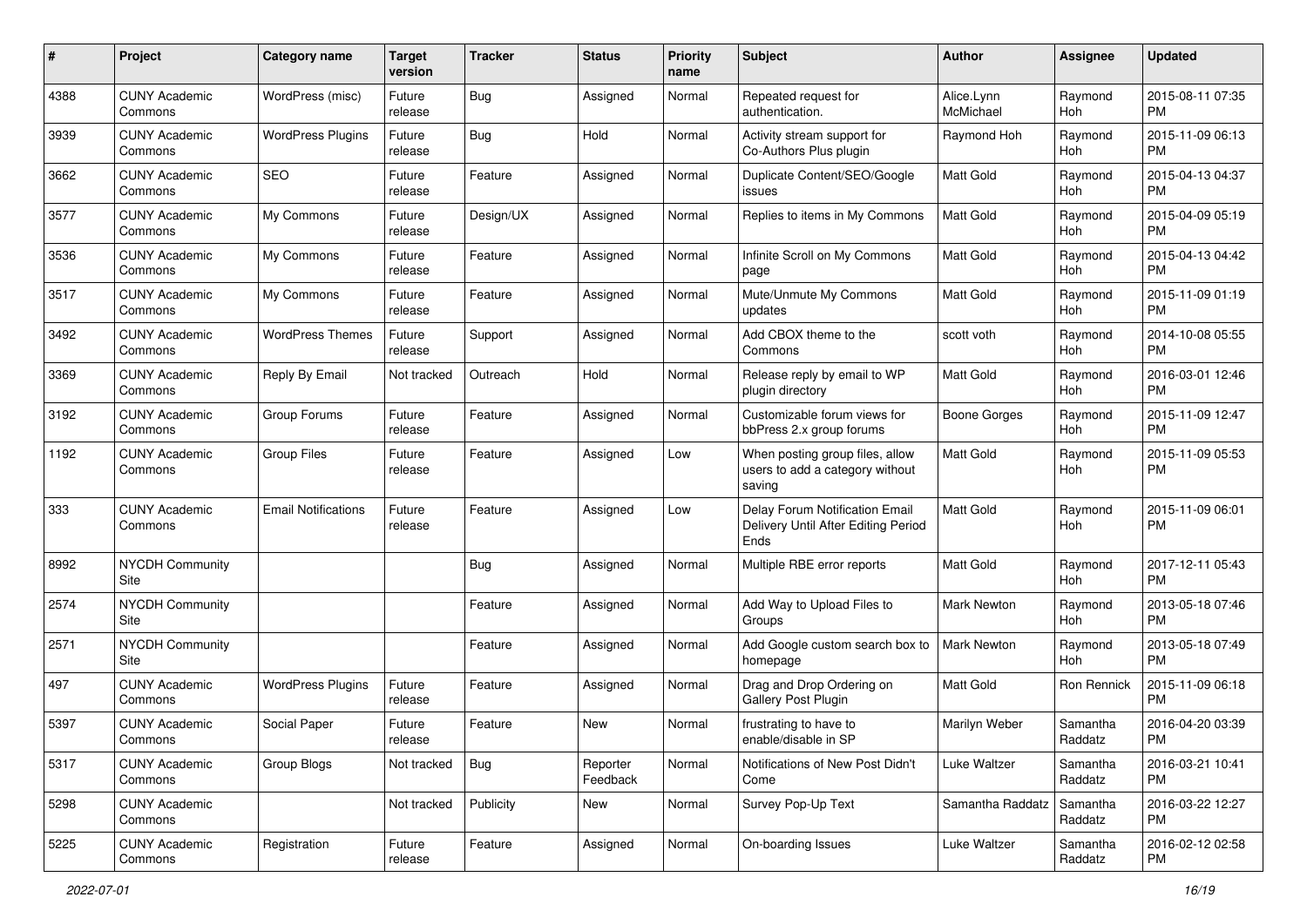| # | Project | Category name | Target version | Tracker | Status | Priority name | Subject | Author | Assignee | Updated |
|---|---|---|---|---|---|---|---|---|---|---|
| 4388 | CUNY Academic Commons | WordPress (misc) | Future release | Bug | Assigned | Normal | Repeated request for authentication. | Alice.Lynn McMichael | Raymond Hoh | 2015-08-11 07:35 PM |
| 3939 | CUNY Academic Commons | WordPress Plugins | Future release | Bug | Hold | Normal | Activity stream support for Co-Authors Plus plugin | Raymond Hoh | Raymond Hoh | 2015-11-09 06:13 PM |
| 3662 | CUNY Academic Commons | SEO | Future release | Feature | Assigned | Normal | Duplicate Content/SEO/Google issues | Matt Gold | Raymond Hoh | 2015-04-13 04:37 PM |
| 3577 | CUNY Academic Commons | My Commons | Future release | Design/UX | Assigned | Normal | Replies to items in My Commons | Matt Gold | Raymond Hoh | 2015-04-09 05:19 PM |
| 3536 | CUNY Academic Commons | My Commons | Future release | Feature | Assigned | Normal | Infinite Scroll on My Commons page | Matt Gold | Raymond Hoh | 2015-04-13 04:42 PM |
| 3517 | CUNY Academic Commons | My Commons | Future release | Feature | Assigned | Normal | Mute/Unmute My Commons updates | Matt Gold | Raymond Hoh | 2015-11-09 01:19 PM |
| 3492 | CUNY Academic Commons | WordPress Themes | Future release | Support | Assigned | Normal | Add CBOX theme to the Commons | scott voth | Raymond Hoh | 2014-10-08 05:55 PM |
| 3369 | CUNY Academic Commons | Reply By Email | Not tracked | Outreach | Hold | Normal | Release reply by email to WP plugin directory | Matt Gold | Raymond Hoh | 2016-03-01 12:46 PM |
| 3192 | CUNY Academic Commons | Group Forums | Future release | Feature | Assigned | Normal | Customizable forum views for bbPress 2.x group forums | Boone Gorges | Raymond Hoh | 2015-11-09 12:47 PM |
| 1192 | CUNY Academic Commons | Group Files | Future release | Feature | Assigned | Low | When posting group files, allow users to add a category without saving | Matt Gold | Raymond Hoh | 2015-11-09 05:53 PM |
| 333 | CUNY Academic Commons | Email Notifications | Future release | Feature | Assigned | Low | Delay Forum Notification Email Delivery Until After Editing Period Ends | Matt Gold | Raymond Hoh | 2015-11-09 06:01 PM |
| 8992 | NYCDH Community Site | | | Bug | Assigned | Normal | Multiple RBE error reports | Matt Gold | Raymond Hoh | 2017-12-11 05:43 PM |
| 2574 | NYCDH Community Site | | | Feature | Assigned | Normal | Add Way to Upload Files to Groups | Mark Newton | Raymond Hoh | 2013-05-18 07:46 PM |
| 2571 | NYCDH Community Site | | | Feature | Assigned | Normal | Add Google custom search box to homepage | Mark Newton | Raymond Hoh | 2013-05-18 07:49 PM |
| 497 | CUNY Academic Commons | WordPress Plugins | Future release | Feature | Assigned | Normal | Drag and Drop Ordering on Gallery Post Plugin | Matt Gold | Ron Rennick | 2015-11-09 06:18 PM |
| 5397 | CUNY Academic Commons | Social Paper | Future release | Feature | New | Normal | frustrating to have to enable/disable in SP | Marilyn Weber | Samantha Raddatz | 2016-04-20 03:39 PM |
| 5317 | CUNY Academic Commons | Group Blogs | Not tracked | Bug | Reporter Feedback | Normal | Notifications of New Post Didn't Come | Luke Waltzer | Samantha Raddatz | 2016-03-21 10:41 PM |
| 5298 | CUNY Academic Commons | | Not tracked | Publicity | New | Normal | Survey Pop-Up Text | Samantha Raddatz | Samantha Raddatz | 2016-03-22 12:27 PM |
| 5225 | CUNY Academic Commons | Registration | Future release | Feature | Assigned | Normal | On-boarding Issues | Luke Waltzer | Samantha Raddatz | 2016-02-12 02:58 PM |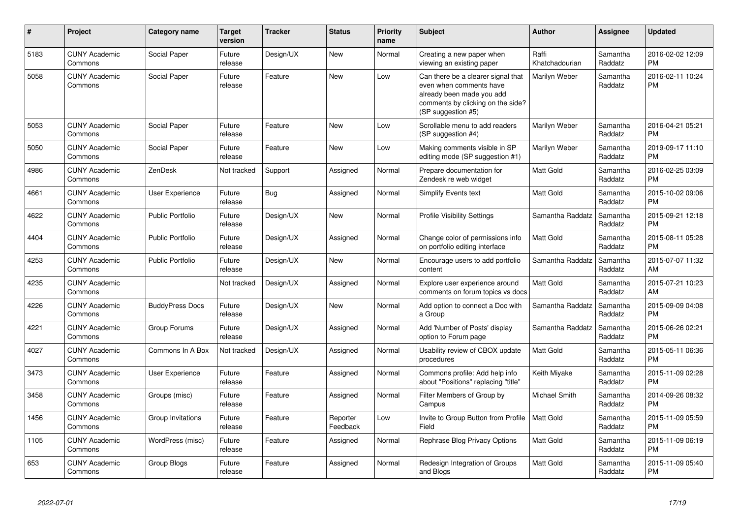| # | Project | Category name | Target version | Tracker | Status | Priority name | Subject | Author | Assignee | Updated |
|---|---|---|---|---|---|---|---|---|---|---|
| 5183 | CUNY Academic Commons | Social Paper | Future release | Design/UX | New | Normal | Creating a new paper when viewing an existing paper | Raffi Khatchadourian | Samantha Raddatz | 2016-02-02 12:09 PM |
| 5058 | CUNY Academic Commons | Social Paper | Future release | Feature | New | Low | Can there be a clearer signal that even when comments have already been made you add comments by clicking on the side? (SP suggestion #5) | Marilyn Weber | Samantha Raddatz | 2016-02-11 10:24 PM |
| 5053 | CUNY Academic Commons | Social Paper | Future release | Feature | New | Low | Scrollable menu to add readers (SP suggestion #4) | Marilyn Weber | Samantha Raddatz | 2016-04-21 05:21 PM |
| 5050 | CUNY Academic Commons | Social Paper | Future release | Feature | New | Low | Making comments visible in SP editing mode (SP suggestion #1) | Marilyn Weber | Samantha Raddatz | 2019-09-17 11:10 PM |
| 4986 | CUNY Academic Commons | ZenDesk | Not tracked | Support | Assigned | Normal | Prepare documentation for Zendesk re web widget | Matt Gold | Samantha Raddatz | 2016-02-25 03:09 PM |
| 4661 | CUNY Academic Commons | User Experience | Future release | Bug | Assigned | Normal | Simplify Events text | Matt Gold | Samantha Raddatz | 2015-10-02 09:06 PM |
| 4622 | CUNY Academic Commons | Public Portfolio | Future release | Design/UX | New | Normal | Profile Visibility Settings | Samantha Raddatz | Samantha Raddatz | 2015-09-21 12:18 PM |
| 4404 | CUNY Academic Commons | Public Portfolio | Future release | Design/UX | Assigned | Normal | Change color of permissions info on portfolio editing interface | Matt Gold | Samantha Raddatz | 2015-08-11 05:28 PM |
| 4253 | CUNY Academic Commons | Public Portfolio | Future release | Design/UX | New | Normal | Encourage users to add portfolio content | Samantha Raddatz | Samantha Raddatz | 2015-07-07 11:32 AM |
| 4235 | CUNY Academic Commons | | Not tracked | Design/UX | Assigned | Normal | Explore user experience around comments on forum topics vs docs | Matt Gold | Samantha Raddatz | 2015-07-21 10:23 AM |
| 4226 | CUNY Academic Commons | BuddyPress Docs | Future release | Design/UX | New | Normal | Add option to connect a Doc with a Group | Samantha Raddatz | Samantha Raddatz | 2015-09-09 04:08 PM |
| 4221 | CUNY Academic Commons | Group Forums | Future release | Design/UX | Assigned | Normal | Add 'Number of Posts' display option to Forum page | Samantha Raddatz | Samantha Raddatz | 2015-06-26 02:21 PM |
| 4027 | CUNY Academic Commons | Commons In A Box | Not tracked | Design/UX | Assigned | Normal | Usability review of CBOX update procedures | Matt Gold | Samantha Raddatz | 2015-05-11 06:36 PM |
| 3473 | CUNY Academic Commons | User Experience | Future release | Feature | Assigned | Normal | Commons profile: Add help info about "Positions" replacing "title" | Keith Miyake | Samantha Raddatz | 2015-11-09 02:28 PM |
| 3458 | CUNY Academic Commons | Groups (misc) | Future release | Feature | Assigned | Normal | Filter Members of Group by Campus | Michael Smith | Samantha Raddatz | 2014-09-26 08:32 PM |
| 1456 | CUNY Academic Commons | Group Invitations | Future release | Feature | Reporter Feedback | Low | Invite to Group Button from Profile Field | Matt Gold | Samantha Raddatz | 2015-11-09 05:59 PM |
| 1105 | CUNY Academic Commons | WordPress (misc) | Future release | Feature | Assigned | Normal | Rephrase Blog Privacy Options | Matt Gold | Samantha Raddatz | 2015-11-09 06:19 PM |
| 653 | CUNY Academic Commons | Group Blogs | Future release | Feature | Assigned | Normal | Redesign Integration of Groups and Blogs | Matt Gold | Samantha Raddatz | 2015-11-09 05:40 PM |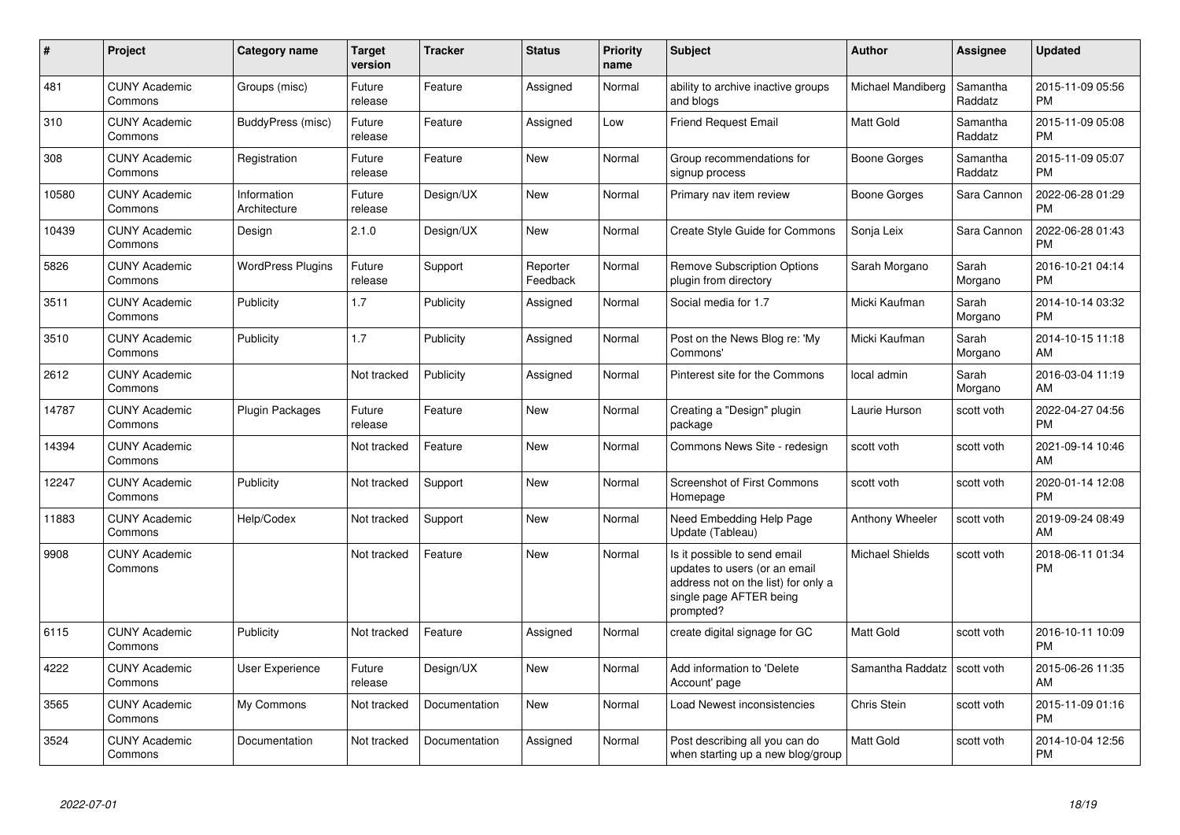| # | Project | Category name | Target version | Tracker | Status | Priority name | Subject | Author | Assignee | Updated |
|---|---|---|---|---|---|---|---|---|---|---|
| 481 | CUNY Academic Commons | Groups (misc) | Future release | Feature | Assigned | Normal | ability to archive inactive groups and blogs | Michael Mandiberg | Samantha Raddatz | 2015-11-09 05:56 PM |
| 310 | CUNY Academic Commons | BuddyPress (misc) | Future release | Feature | Assigned | Low | Friend Request Email | Matt Gold | Samantha Raddatz | 2015-11-09 05:08 PM |
| 308 | CUNY Academic Commons | Registration | Future release | Feature | New | Normal | Group recommendations for signup process | Boone Gorges | Samantha Raddatz | 2015-11-09 05:07 PM |
| 10580 | CUNY Academic Commons | Information Architecture | Future release | Design/UX | New | Normal | Primary nav item review | Boone Gorges | Sara Cannon | 2022-06-28 01:29 PM |
| 10439 | CUNY Academic Commons | Design | 2.1.0 | Design/UX | New | Normal | Create Style Guide for Commons | Sonja Leix | Sara Cannon | 2022-06-28 01:43 PM |
| 5826 | CUNY Academic Commons | WordPress Plugins | Future release | Support | Reporter Feedback | Normal | Remove Subscription Options plugin from directory | Sarah Morgano | Sarah Morgano | 2016-10-21 04:14 PM |
| 3511 | CUNY Academic Commons | Publicity | 1.7 | Publicity | Assigned | Normal | Social media for 1.7 | Micki Kaufman | Sarah Morgano | 2014-10-14 03:32 PM |
| 3510 | CUNY Academic Commons | Publicity | 1.7 | Publicity | Assigned | Normal | Post on the News Blog re: 'My Commons' | Micki Kaufman | Sarah Morgano | 2014-10-15 11:18 AM |
| 2612 | CUNY Academic Commons | | Not tracked | Publicity | Assigned | Normal | Pinterest site for the Commons | local admin | Sarah Morgano | 2016-03-04 11:19 AM |
| 14787 | CUNY Academic Commons | Plugin Packages | Future release | Feature | New | Normal | Creating a "Design" plugin package | Laurie Hurson | scott voth | 2022-04-27 04:56 PM |
| 14394 | CUNY Academic Commons | | Not tracked | Feature | New | Normal | Commons News Site - redesign | scott voth | scott voth | 2021-09-14 10:46 AM |
| 12247 | CUNY Academic Commons | Publicity | Not tracked | Support | New | Normal | Screenshot of First Commons Homepage | scott voth | scott voth | 2020-01-14 12:08 PM |
| 11883 | CUNY Academic Commons | Help/Codex | Not tracked | Support | New | Normal | Need Embedding Help Page Update (Tableau) | Anthony Wheeler | scott voth | 2019-09-24 08:49 AM |
| 9908 | CUNY Academic Commons | | Not tracked | Feature | New | Normal | Is it possible to send email updates to users (or an email address not on the list) for only a single page AFTER being prompted? | Michael Shields | scott voth | 2018-06-11 01:34 PM |
| 6115 | CUNY Academic Commons | Publicity | Not tracked | Feature | Assigned | Normal | create digital signage for GC | Matt Gold | scott voth | 2016-10-11 10:09 PM |
| 4222 | CUNY Academic Commons | User Experience | Future release | Design/UX | New | Normal | Add information to 'Delete Account' page | Samantha Raddatz | scott voth | 2015-06-26 11:35 AM |
| 3565 | CUNY Academic Commons | My Commons | Not tracked | Documentation | New | Normal | Load Newest inconsistencies | Chris Stein | scott voth | 2015-11-09 01:16 PM |
| 3524 | CUNY Academic Commons | Documentation | Not tracked | Documentation | Assigned | Normal | Post describing all you can do when starting up a new blog/group | Matt Gold | scott voth | 2014-10-04 12:56 PM |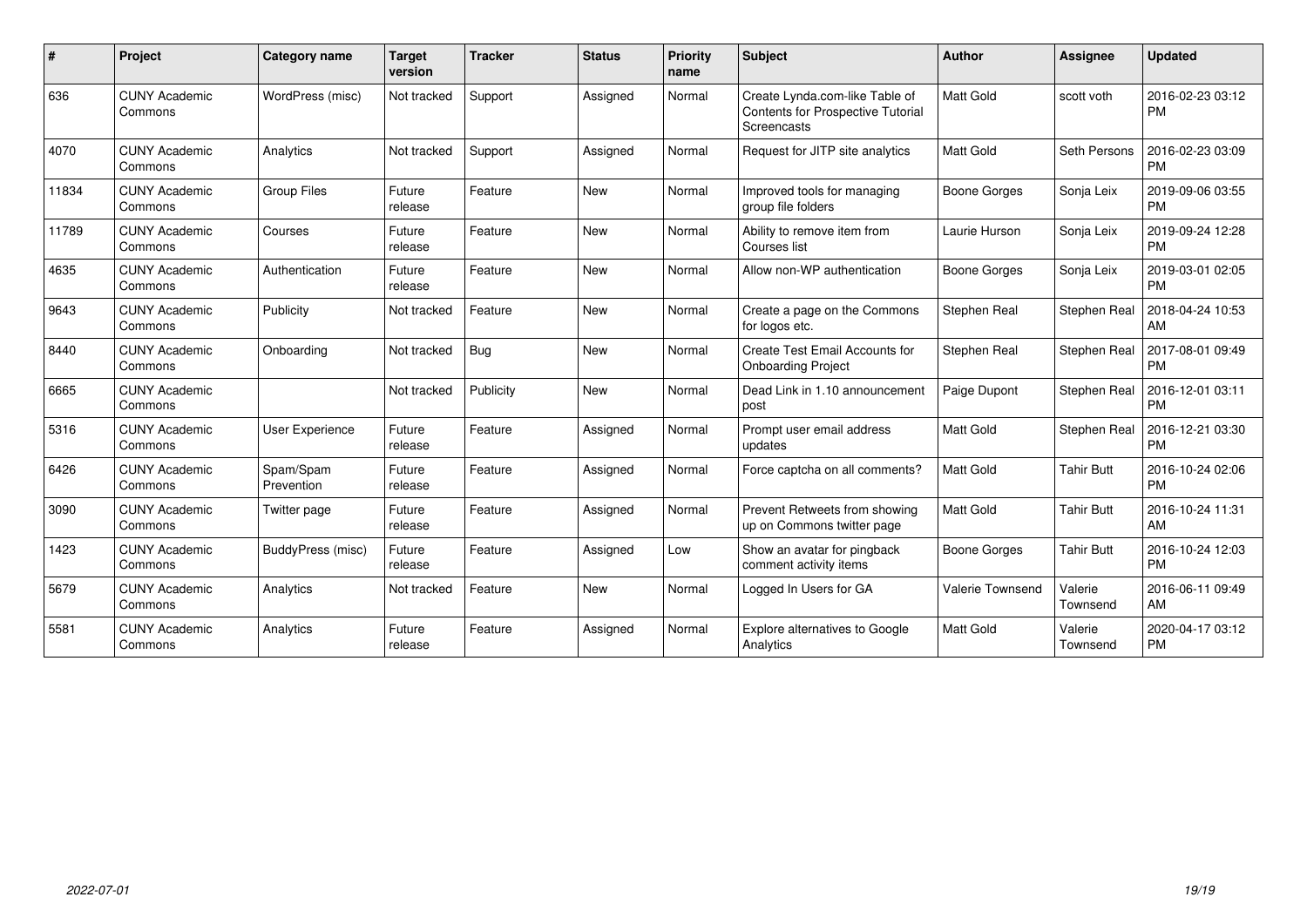| # | Project | Category name | Target version | Tracker | Status | Priority name | Subject | Author | Assignee | Updated |
|---|---|---|---|---|---|---|---|---|---|---|
| 636 | CUNY Academic Commons | WordPress (misc) | Not tracked | Support | Assigned | Normal | Create Lynda.com-like Table of Contents for Prospective Tutorial Screencasts | Matt Gold | scott voth | 2016-02-23 03:12 PM |
| 4070 | CUNY Academic Commons | Analytics | Not tracked | Support | Assigned | Normal | Request for JITP site analytics | Matt Gold | Seth Persons | 2016-02-23 03:09 PM |
| 11834 | CUNY Academic Commons | Group Files | Future release | Feature | New | Normal | Improved tools for managing group file folders | Boone Gorges | Sonja Leix | 2019-09-06 03:55 PM |
| 11789 | CUNY Academic Commons | Courses | Future release | Feature | New | Normal | Ability to remove item from Courses list | Laurie Hurson | Sonja Leix | 2019-09-24 12:28 PM |
| 4635 | CUNY Academic Commons | Authentication | Future release | Feature | New | Normal | Allow non-WP authentication | Boone Gorges | Sonja Leix | 2019-03-01 02:05 PM |
| 9643 | CUNY Academic Commons | Publicity | Not tracked | Feature | New | Normal | Create a page on the Commons for logos etc. | Stephen Real | Stephen Real | 2018-04-24 10:53 AM |
| 8440 | CUNY Academic Commons | Onboarding | Not tracked | Bug | New | Normal | Create Test Email Accounts for Onboarding Project | Stephen Real | Stephen Real | 2017-08-01 09:49 PM |
| 6665 | CUNY Academic Commons | | Not tracked | Publicity | New | Normal | Dead Link in 1.10 announcement post | Paige Dupont | Stephen Real | 2016-12-01 03:11 PM |
| 5316 | CUNY Academic Commons | User Experience | Future release | Feature | Assigned | Normal | Prompt user email address updates | Matt Gold | Stephen Real | 2016-12-21 03:30 PM |
| 6426 | CUNY Academic Commons | Spam/Spam Prevention | Future release | Feature | Assigned | Normal | Force captcha on all comments? | Matt Gold | Tahir Butt | 2016-10-24 02:06 PM |
| 3090 | CUNY Academic Commons | Twitter page | Future release | Feature | Assigned | Normal | Prevent Retweets from showing up on Commons twitter page | Matt Gold | Tahir Butt | 2016-10-24 11:31 AM |
| 1423 | CUNY Academic Commons | BuddyPress (misc) | Future release | Feature | Assigned | Low | Show an avatar for pingback comment activity items | Boone Gorges | Tahir Butt | 2016-10-24 12:03 PM |
| 5679 | CUNY Academic Commons | Analytics | Not tracked | Feature | New | Normal | Logged In Users for GA | Valerie Townsend | Valerie Townsend | 2016-06-11 09:49 AM |
| 5581 | CUNY Academic Commons | Analytics | Future release | Feature | Assigned | Normal | Explore alternatives to Google Analytics | Matt Gold | Valerie Townsend | 2020-04-17 03:12 PM |